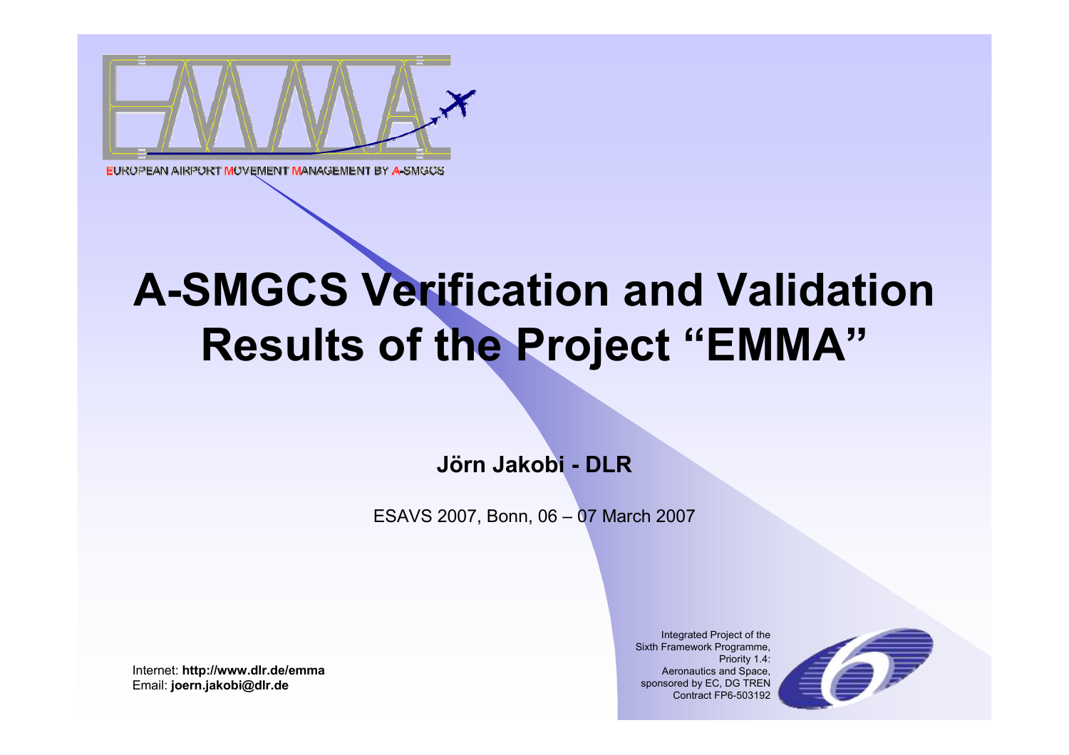EUROPEAN AIRPORT MOVEMENT MANAGEMENT BY A-SMGCS

# A-SMGCS Verification and Validation Results of the Project "EMMA"

**Jörn Jakobi - DLR**

ESAVS 2007, Bonn, 06 – 07 March 2007

Internet: **http://www.dlr.de/emma**
Email: **joern.jakobi@dlr.de**

Integrated Project of the Sixth Framework Programme, Priority 1.4: Aeronautics and Space, sponsored by EC, DG TREN Contract FP6-503192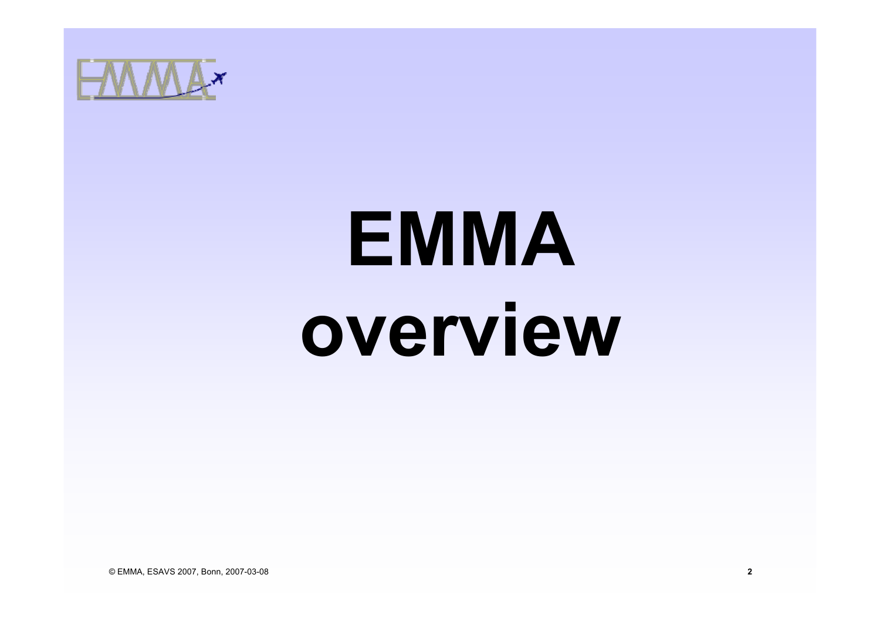# EMMA overview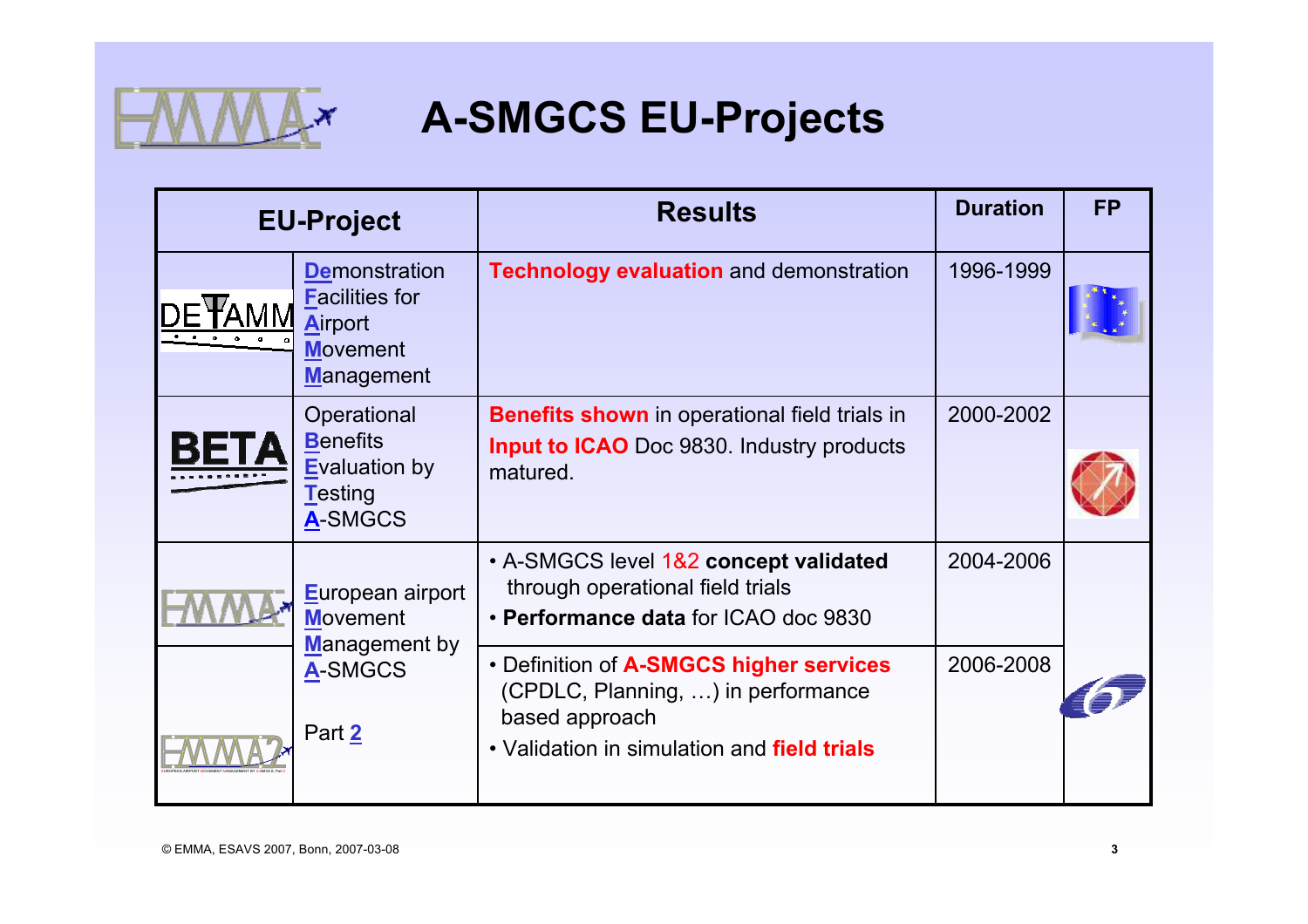# A-SMGCS EU-Projects

| EU-Project | | Results | Duration | FP |
|---|---|---|---|---|
| DEFAMM | **D**emonstration **F**acilities for **A**irport **M**ovement **M**anagement | **Technology evaluation** and demonstration | 1996-1999 | |
| BETA | Operational **B**enefits **E**valuation by **T**esting **A**-SMGCS | **Benefits shown** in operational field trials in **Input to ICAO** Doc 9830. Industry products matured. | 2000-2002 | |
| EMMA | **E**uropean airport **M**ovement **M**anagement by **A**-SMGCS | • A-SMGCS level 1&2 **concept validated** through operational field trials<br>• **Performance data** for ICAO doc 9830 | 2004-2006 | |
| EMMA2 | Part **2** | • Definition of **A-SMGCS higher services** (CPDLC, Planning, …) in performance based approach<br>• Validation in simulation and **field trials** | 2006-2008 | |

© EMMA, ESAVS 2007, Bonn, 2007-03-08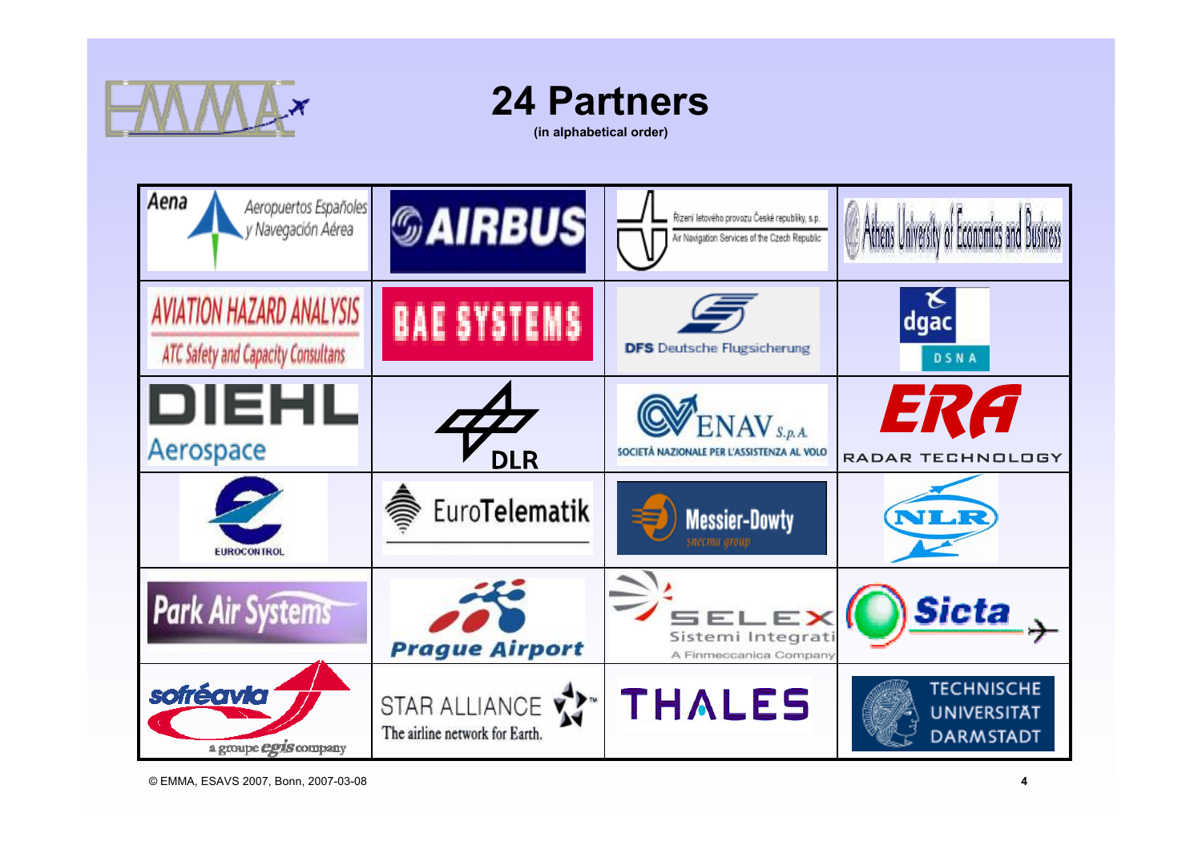# 24 Partners

**(in alphabetical order)**

| | | | |
|---|---|---|---|
| Aena Aeropuertos Españoles y Navegación Aérea | AIRBUS | Řízení letového provozu České republiky, s.p. Air Navigation Services of the Czech Republic | Athens University of Economics and Business |
| AVIATION HAZARD ANALYSIS ATC Safety and Capacity Consultans | BAE SYSTEMS | DFS Deutsche Flugsicherung | dgac DSNA |
| DIEHL Aerospace | DLR | ENAV S.p.A. SOCIETÀ NAZIONALE PER L'ASSISTENZA AL VOLO | ERA RADAR TECHNOLOGY |
| EUROCONTROL | EuroTelematik | Messier-Dowty snecma group | NLR |
| Park Air Systems | Prague Airport | SELEX Sistemi Integrati A Finmeccanica Company | Sicta |
| sofréavia a groupe egis company | STAR ALLIANCE The airline network for Earth. | THALES | TECHNISCHE UNIVERSITÄT DARMSTADT |

© EMMA, ESAVS 2007, Bonn, 2007-03-08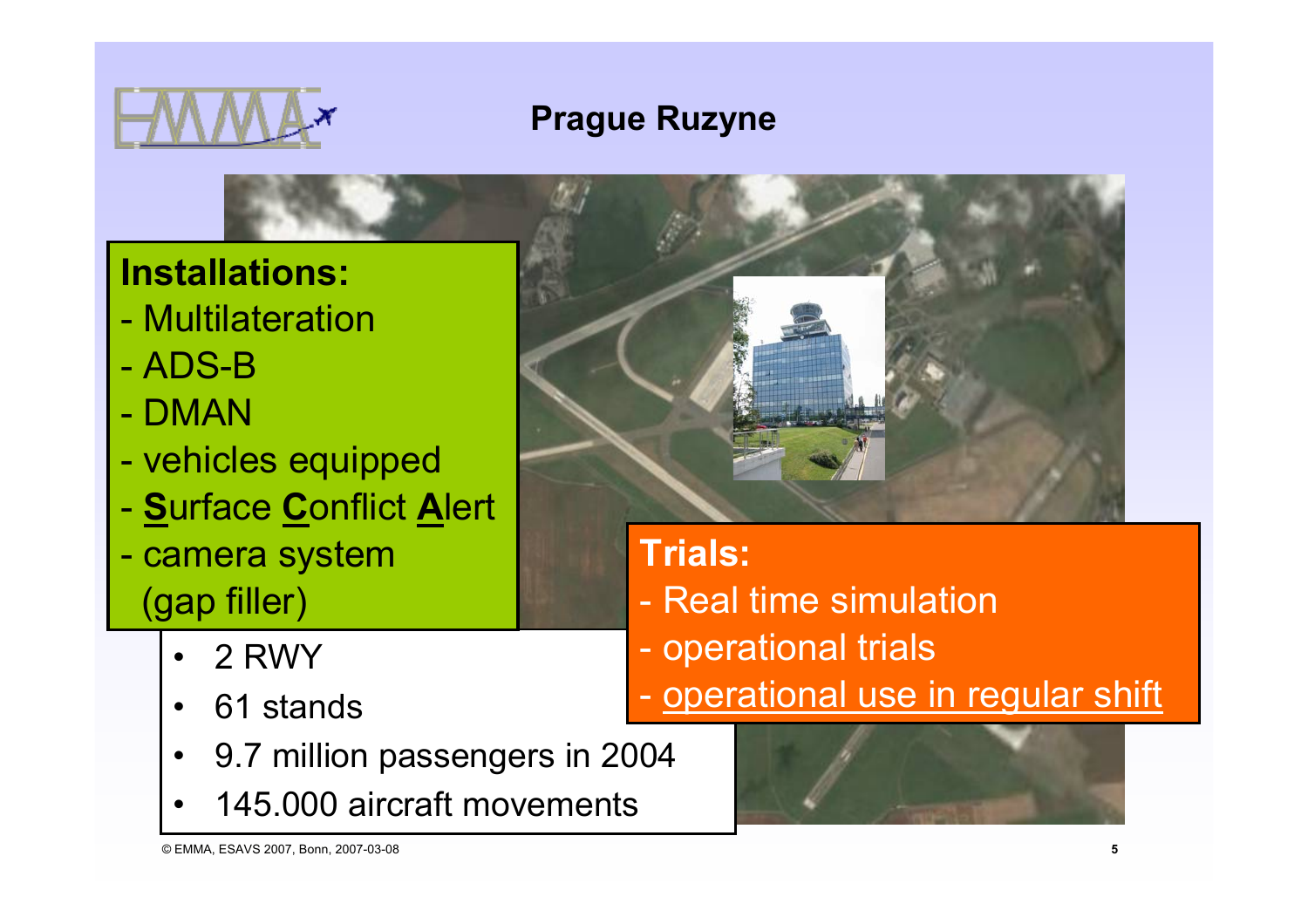# Prague Ruzyne

**Installations:**

- Multilateration
- ADS-B
- DMAN
- vehicles equipped
- **S**urface **C**onflict **A**lert
- camera system (gap filler)

**Trials:**

- Real time simulation
- operational trials
- operational use in regular shift

- 2 RWY
- 61 stands
- 9.7 million passengers in 2004
- 145.000 aircraft movements

© EMMA, ESAVS 2007, Bonn, 2007-03-08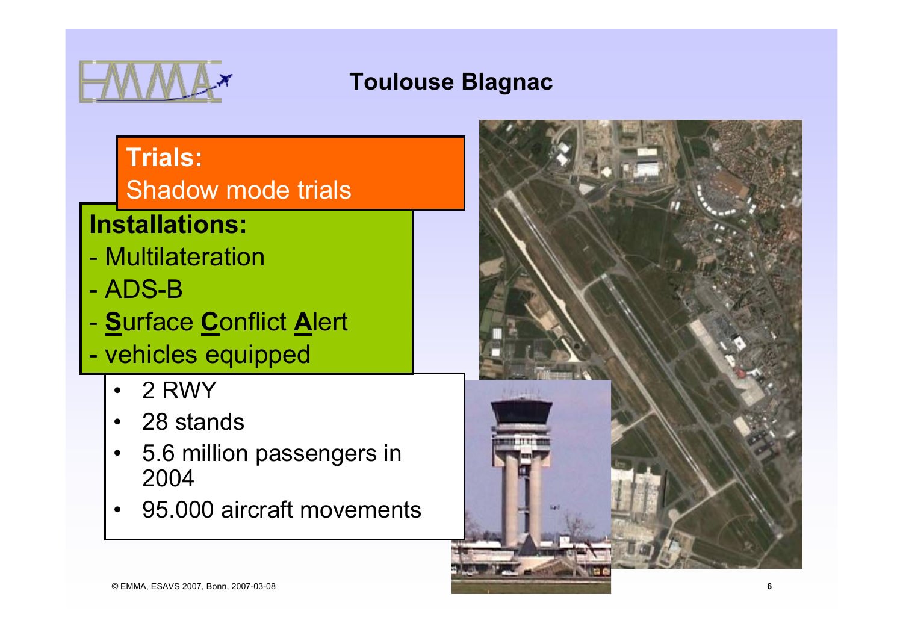# Toulouse Blagnac

**Trials:**
Shadow mode trials

**Installations:**

- Multilateration
- ADS-B
- **S**urface **C**onflict **A**lert
- vehicles equipped

- 2 RWY
- 28 stands
- 5.6 million passengers in 2004
- 95.000 aircraft movements

© EMMA, ESAVS 2007, Bonn, 2007-03-08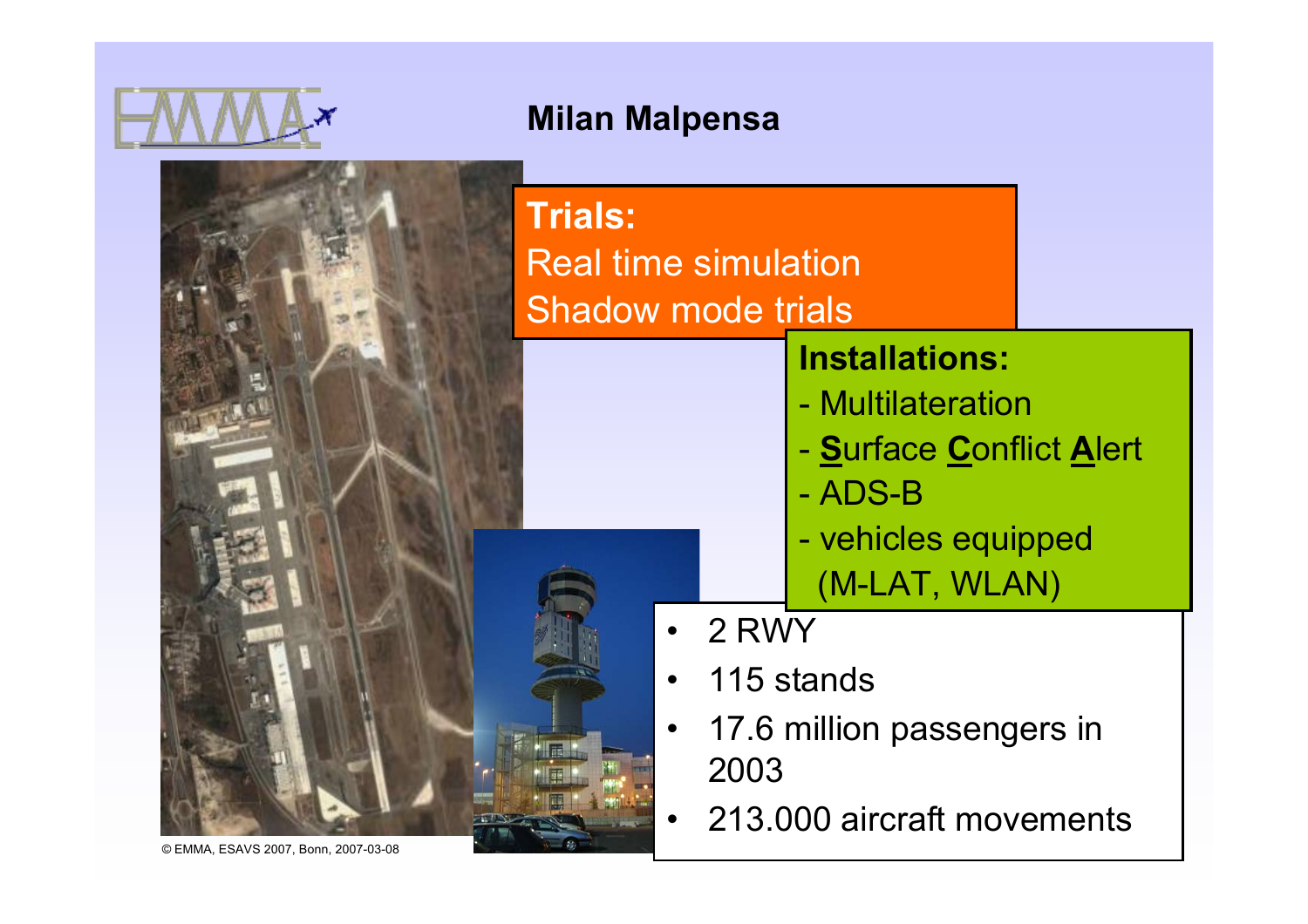# Milan Malpensa

**Trials:**
Real time simulation
Shadow mode trials

**Installations:**
- Multilateration
- **S**urface **C**onflict **A**lert
- ADS-B
- vehicles equipped (M-LAT, WLAN)

- 2 RWY
- 115 stands
- 17.6 million passengers in 2003
- 213.000 aircraft movements

© EMMA, ESAVS 2007, Bonn, 2007-03-08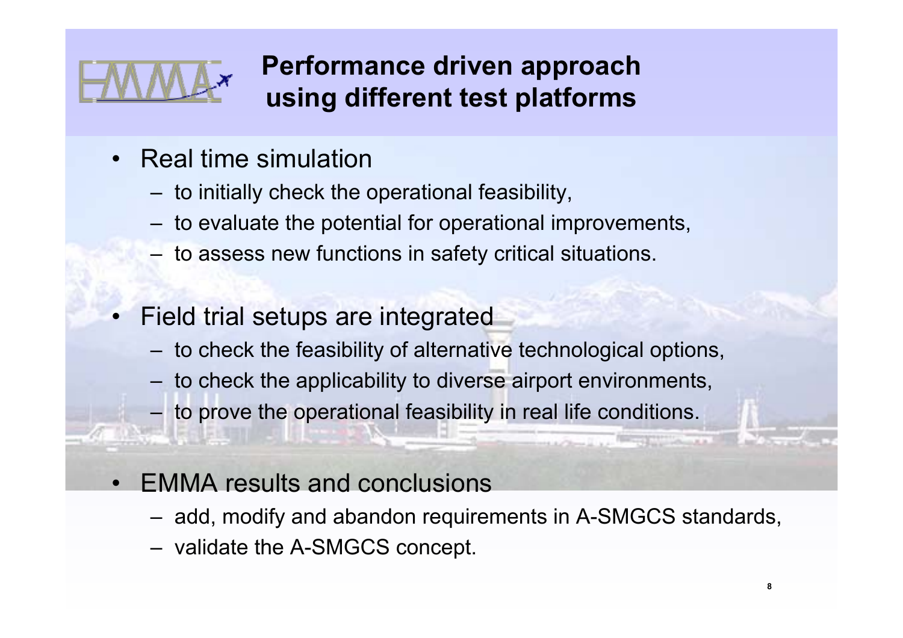# Performance driven approach using different test platforms

- Real time simulation
  - to initially check the operational feasibility,
  - to evaluate the potential for operational improvements,
  - to assess new functions in safety critical situations.
- Field trial setups are integrated
  - to check the feasibility of alternative technological options,
  - to check the applicability to diverse airport environments,
  - to prove the operational feasibility in real life conditions.
- EMMA results and conclusions
  - add, modify and abandon requirements in A-SMGCS standards,
  - validate the A-SMGCS concept.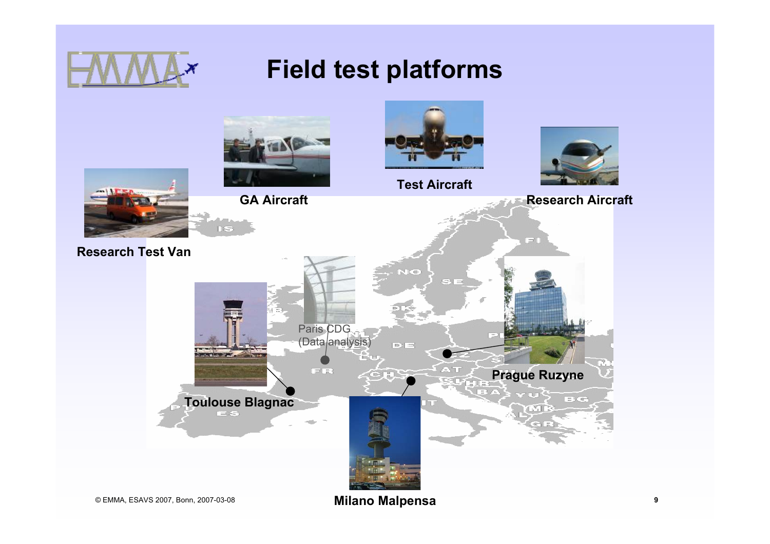# Field test platforms

Research Test Van

GA Aircraft

Test Aircraft

Research Aircraft

Toulouse Blagnac

Paris CDG (Data analysis)

Prague Ruzyne

Milano Malpensa

© EMMA, ESAVS 2007, Bonn, 2007-03-08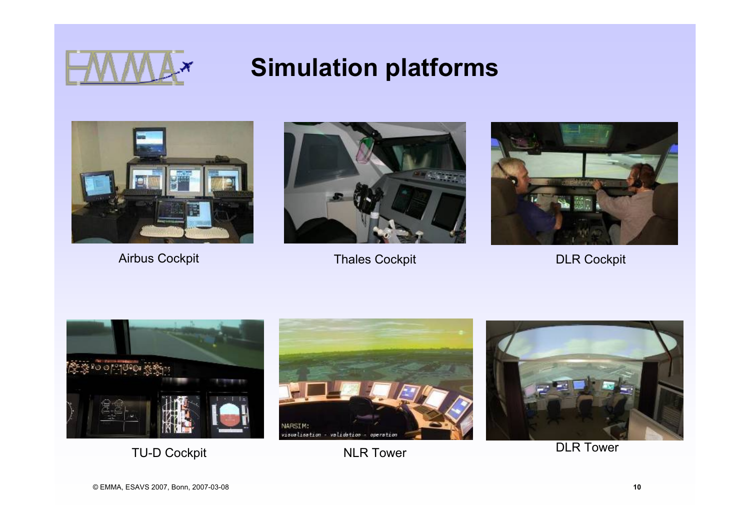# Simulation platforms

Airbus Cockpit

Thales Cockpit

DLR Cockpit

TU-D Cockpit

NLR Tower

DLR Tower

© EMMA, ESAVS 2007, Bonn, 2007-03-08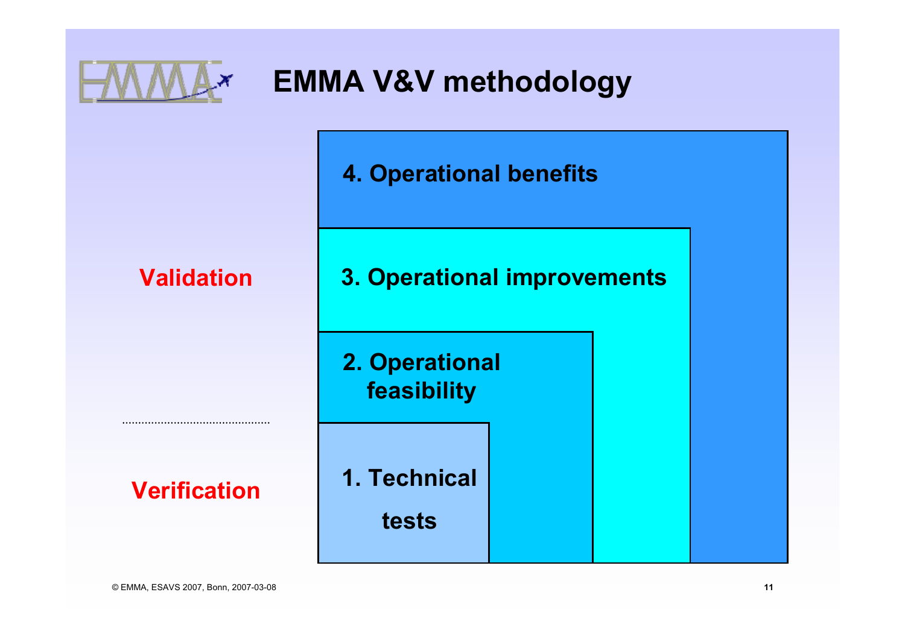# EMMA V&V methodology

**Validation**

**Verification**

- **4. Operational benefits**
- **3. Operational improvements**
- **2. Operational feasibility**
- **1. Technical tests**

© EMMA, ESAVS 2007, Bonn, 2007-03-08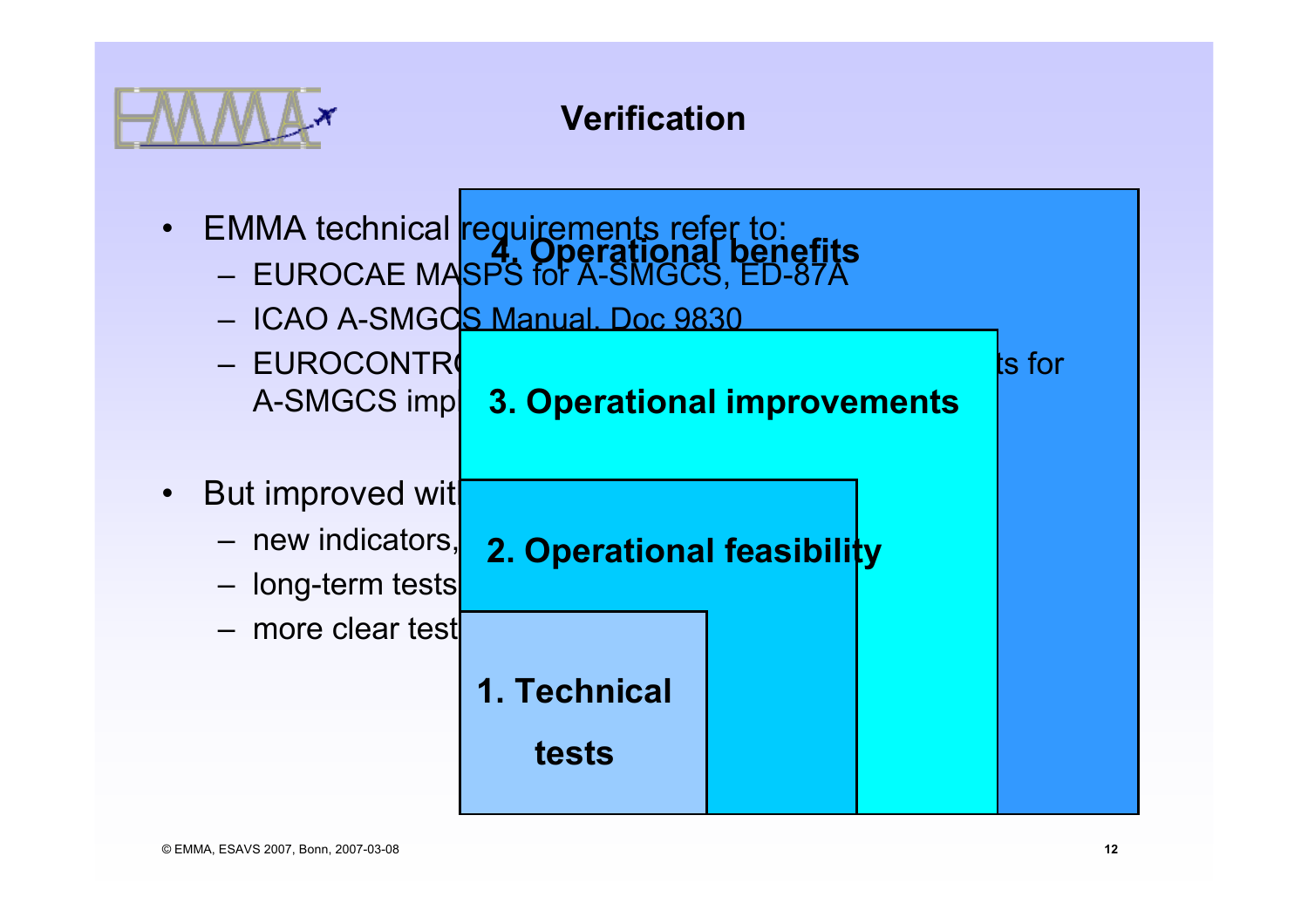# Verification

- EMMA technical requirements refer to:
  - EUROCAE MASPS for A-SMGCS, ED-87A
  - ICAO A-SMGCS Manual, Doc 9830
  - EUROCONTR... ...ts for A-SMGCS imp...
- But improved wit...
  - new indicators, ...
  - long-term tests ...
  - more clear test ...

4. Operational benefits

3. Operational improvements

2. Operational feasibility

1. Technical tests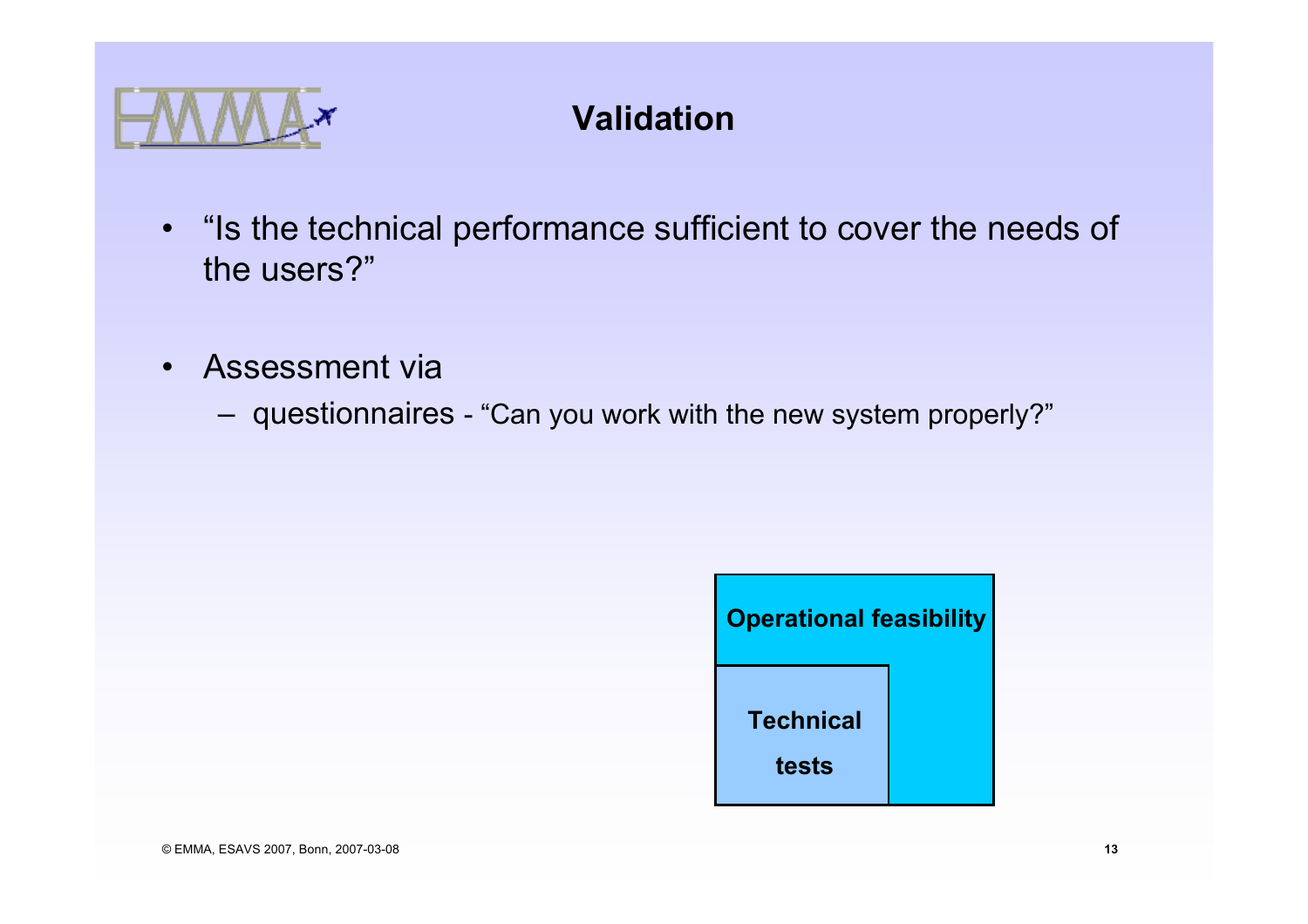# Validation

- "Is the technical performance sufficient to cover the needs of the users?"
- Assessment via
  - questionnaires - "Can you work with the new system properly?"

**Operational feasibility**

**Technical tests**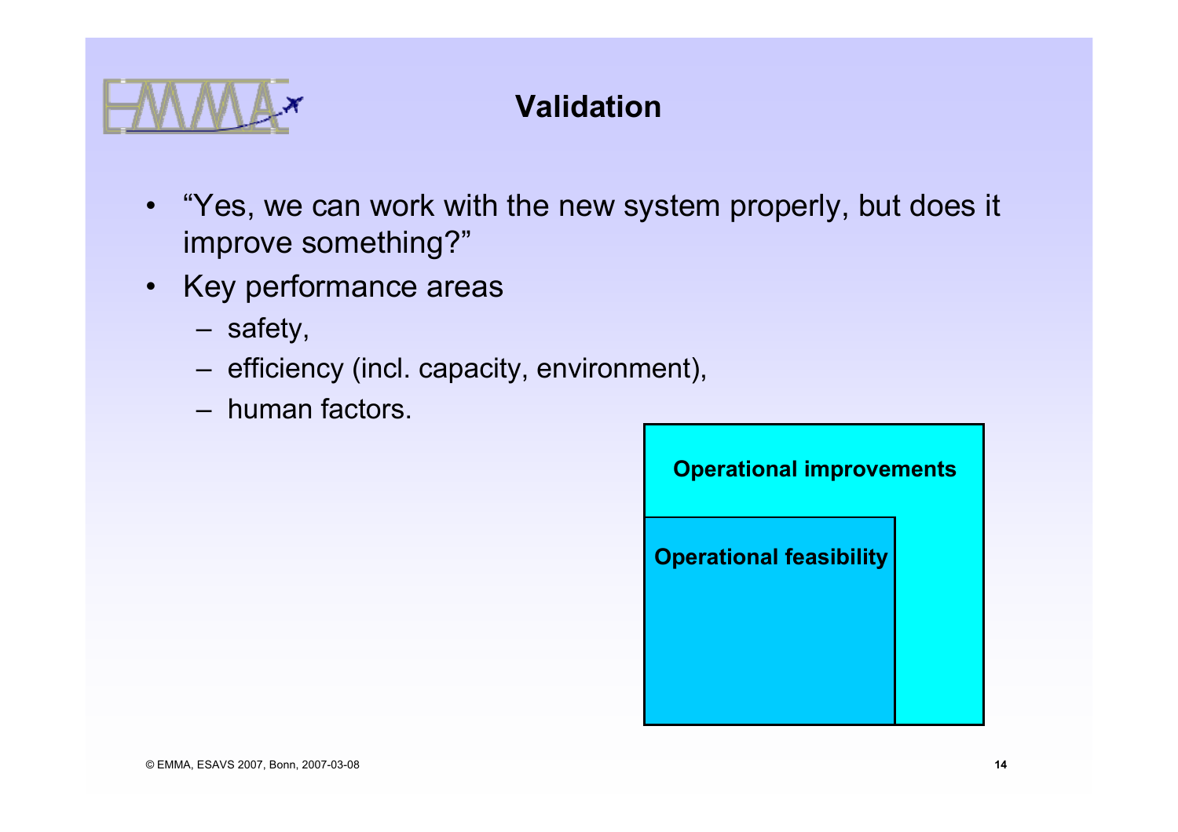# Validation

- "Yes, we can work with the new system properly, but does it improve something?"
- Key performance areas
  - safety,
  - efficiency (incl. capacity, environment),
  - human factors.

**Operational improvements**

**Operational feasibility**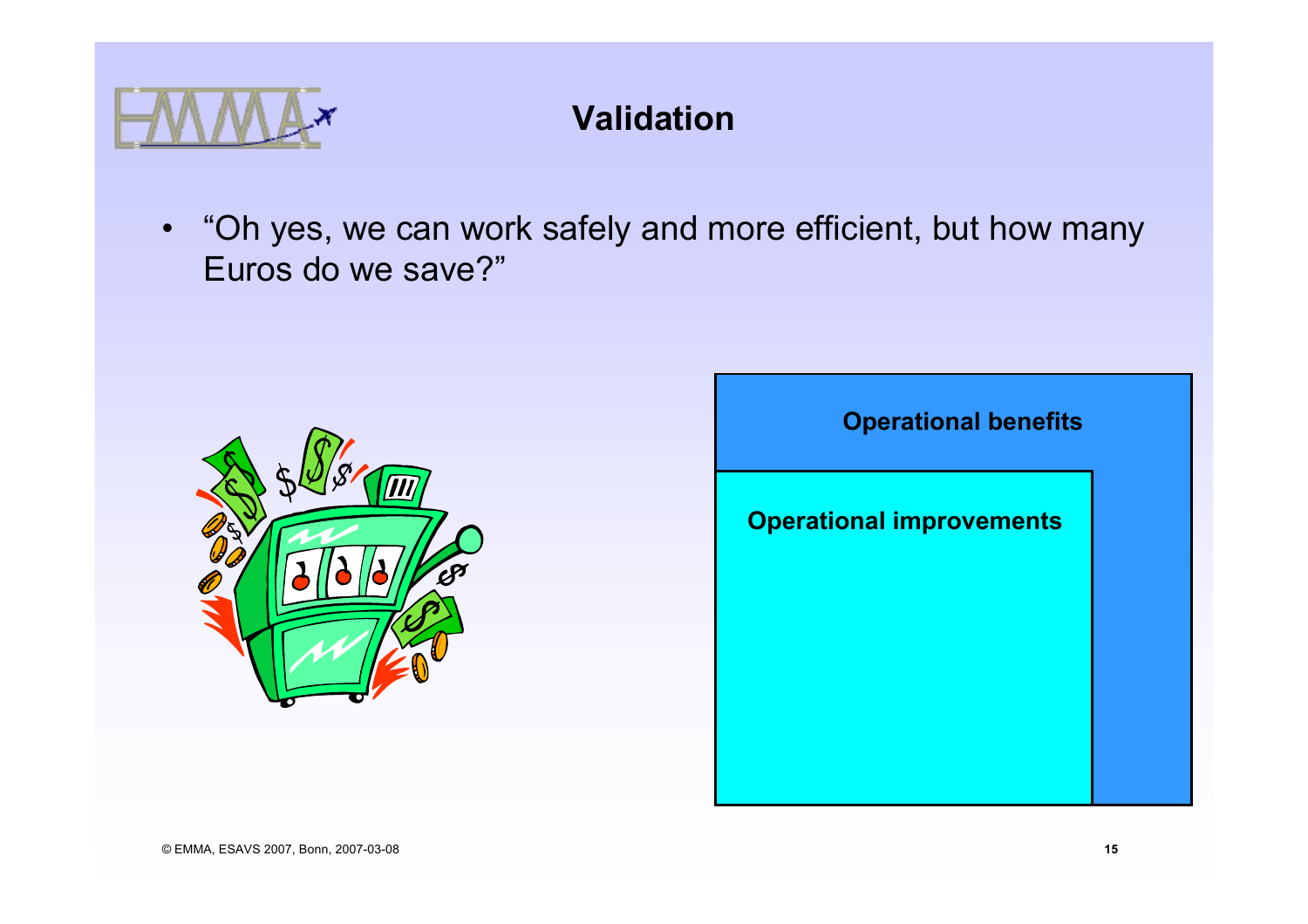# Validation

- "Oh yes, we can work safely and more efficient, but how many Euros do we save?"

**Operational benefits**

**Operational improvements**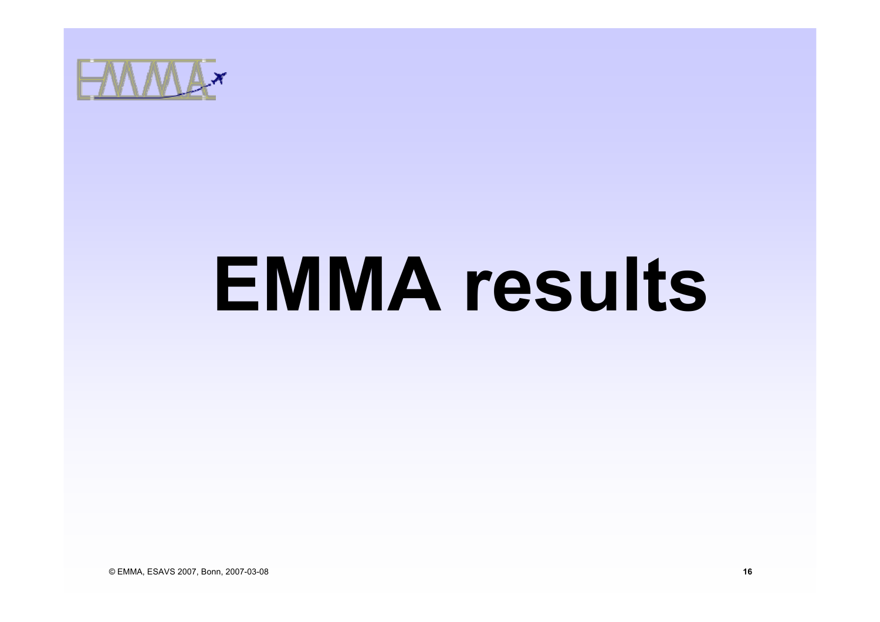# EMMA results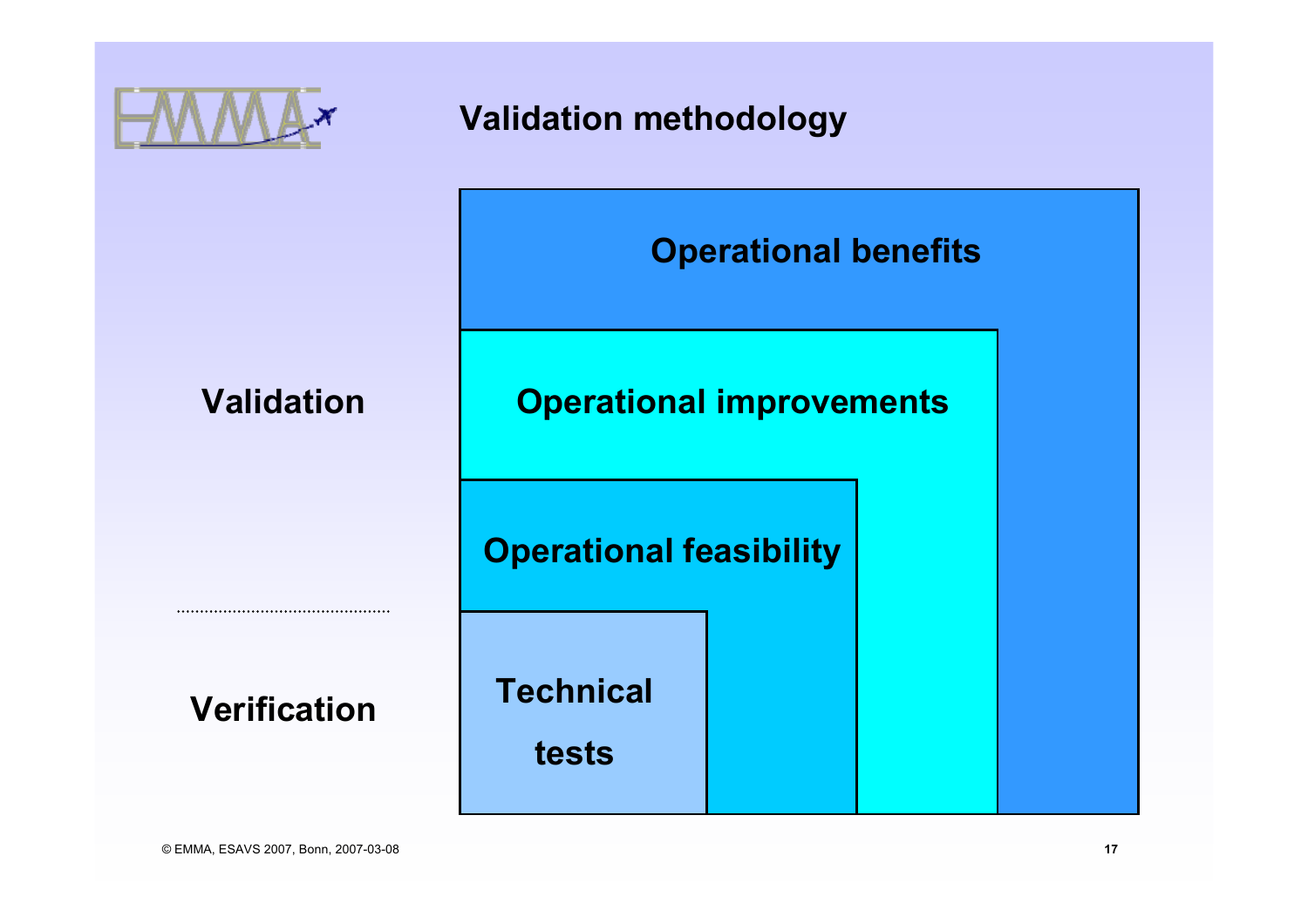# Validation methodology

**Validation**

**Verification**

**Operational benefits**

**Operational improvements**

**Operational feasibility**

**Technical tests**

© EMMA, ESAVS 2007, Bonn, 2007-03-08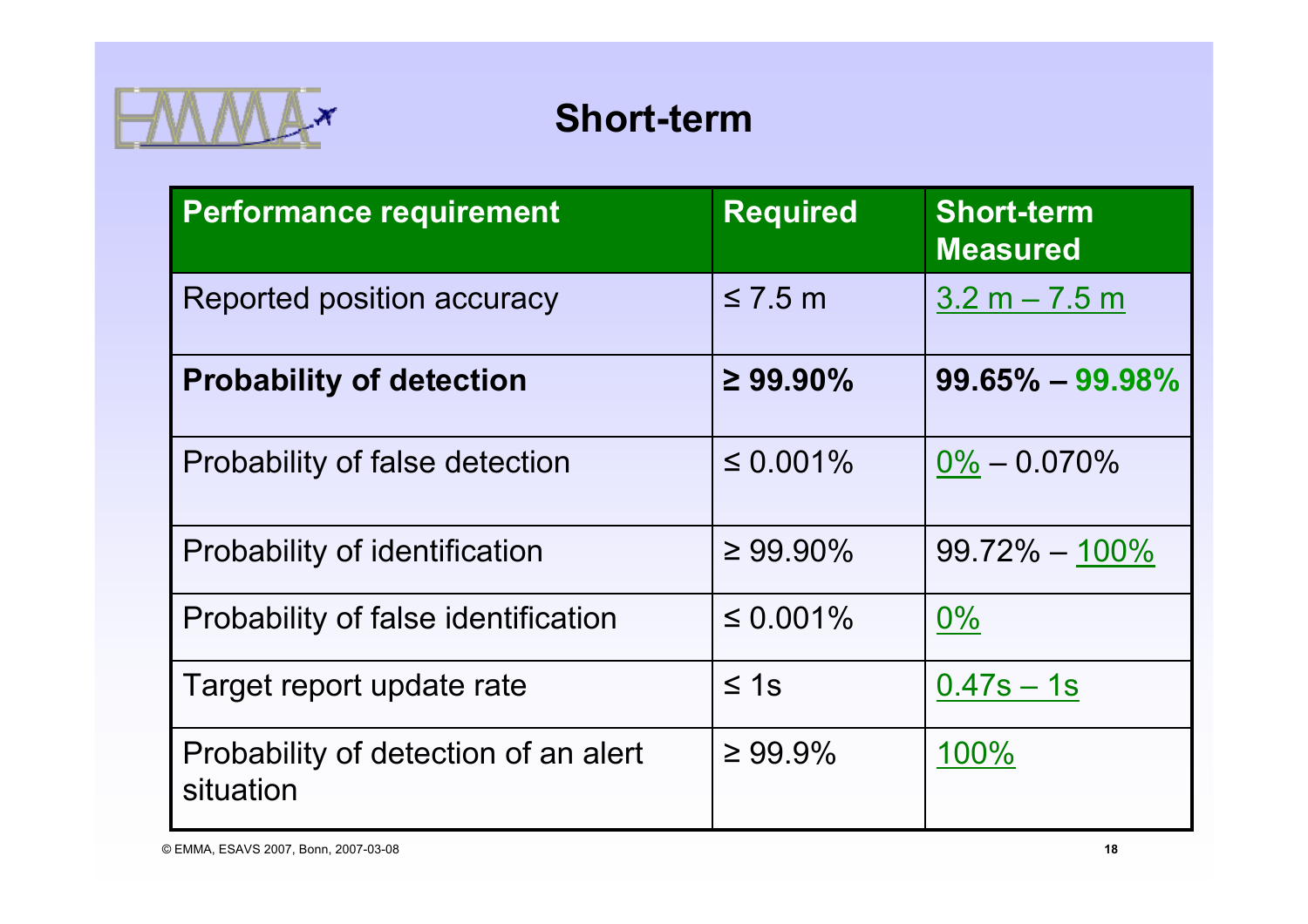# Short-term

| Performance requirement | Required | Short-term Measured |
|---|---|---|
| Reported position accuracy | ≤ 7.5 m | 3.2 m – 7.5 m |
| **Probability of detection** | **≥ 99.90%** | **99.65% – 99.98%** |
| Probability of false detection | ≤ 0.001% | 0% – 0.070% |
| Probability of identification | ≥ 99.90% | 99.72% – 100% |
| Probability of false identification | ≤ 0.001% | 0% |
| Target report update rate | ≤ 1s | 0.47s – 1s |
| Probability of detection of an alert situation | ≥ 99.9% | 100% |

© EMMA, ESAVS 2007, Bonn, 2007-03-08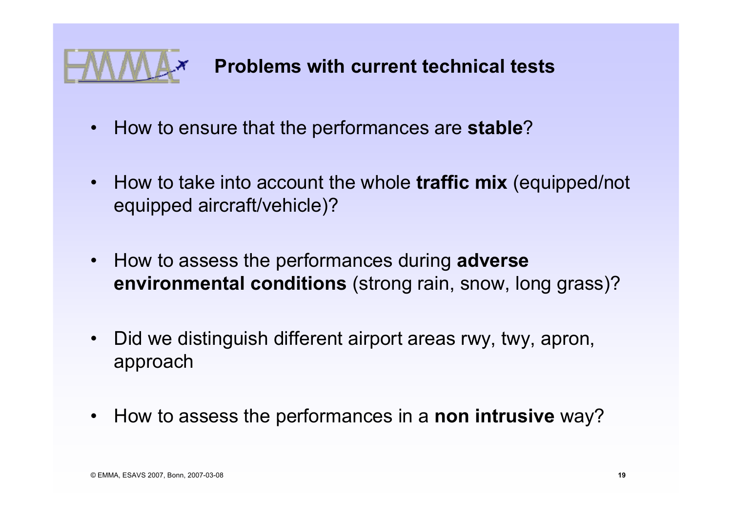## Problems with current technical tests

- How to ensure that the performances are **stable**?
- How to take into account the whole **traffic mix** (equipped/not equipped aircraft/vehicle)?
- How to assess the performances during **adverse environmental conditions** (strong rain, snow, long grass)?
- Did we distinguish different airport areas rwy, twy, apron, approach
- How to assess the performances in a **non intrusive** way?

© EMMA, ESAVS 2007, Bonn, 2007-03-08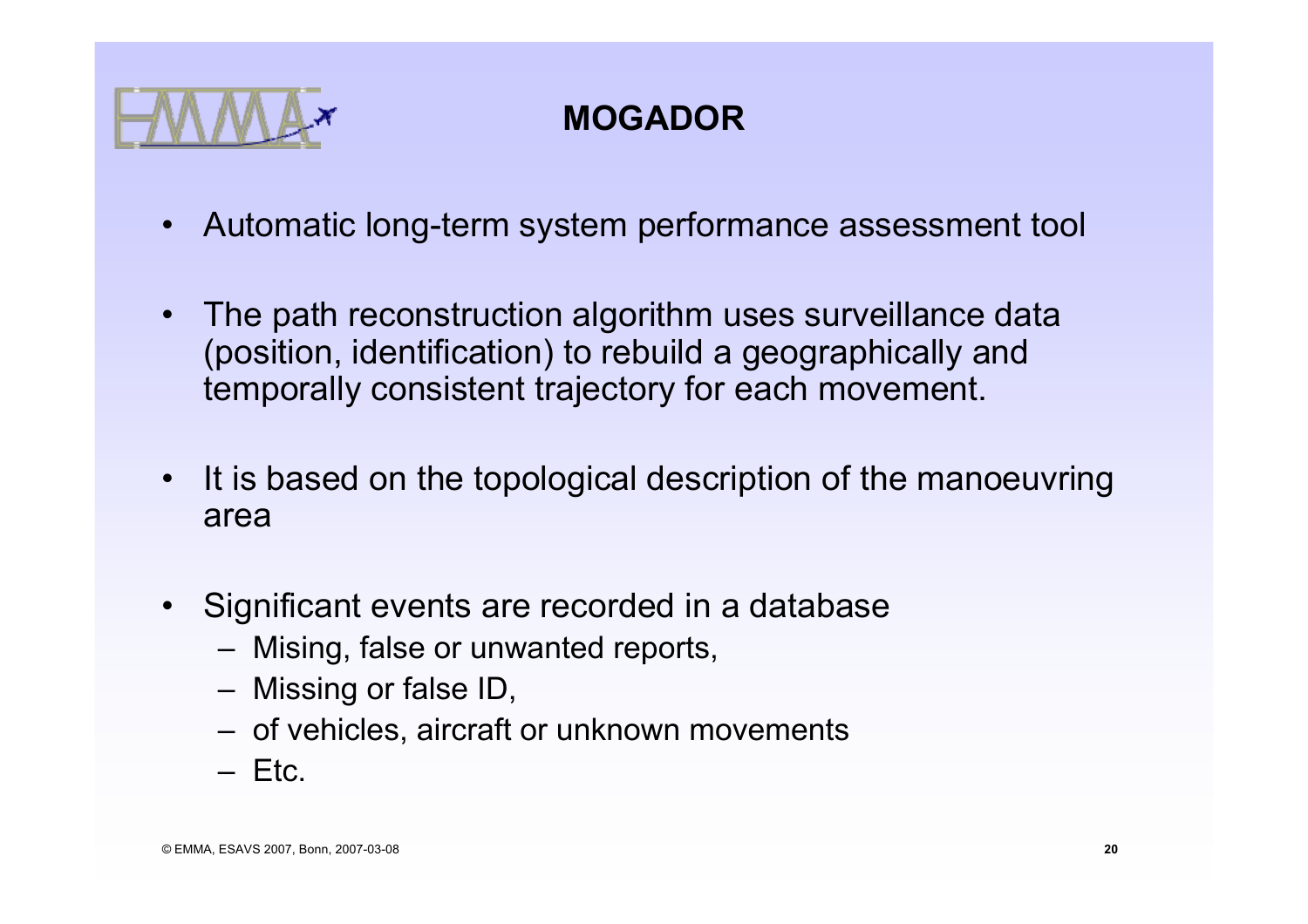# MOGADOR

- Automatic long-term system performance assessment tool
- The path reconstruction algorithm uses surveillance data (position, identification) to rebuild a geographically and temporally consistent trajectory for each movement.
- It is based on the topological description of the manoeuvring area
- Significant events are recorded in a database
  - Mising, false or unwanted reports,
  - Missing or false ID,
  - of vehicles, aircraft or unknown movements
  - Etc.

© EMMA, ESAVS 2007, Bonn, 2007-03-08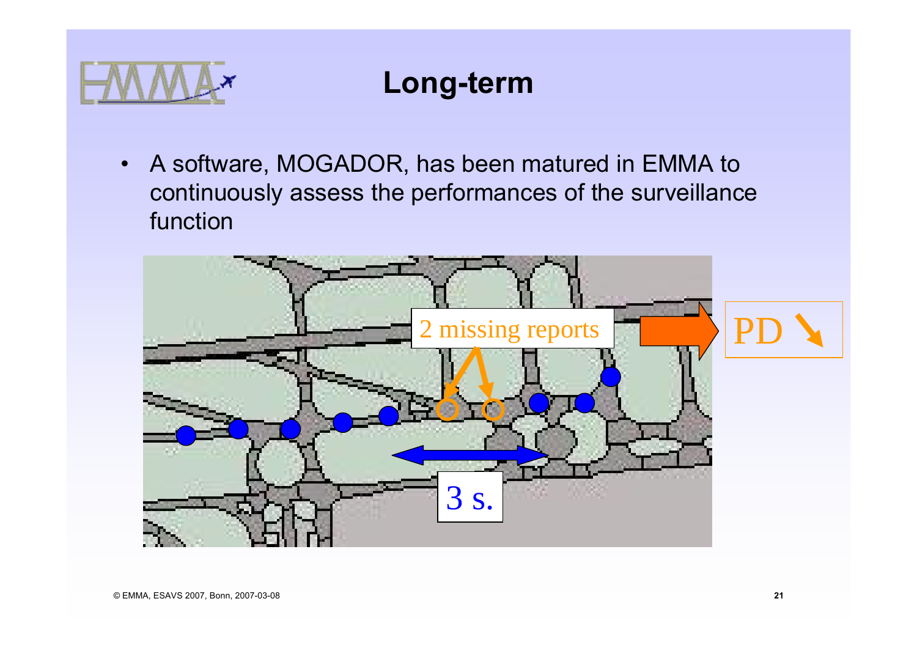# Long-term

- A software, MOGADOR, has been matured in EMMA to continuously assess the performances of the surveillance function

2 missing reports

3 s.

PD ↘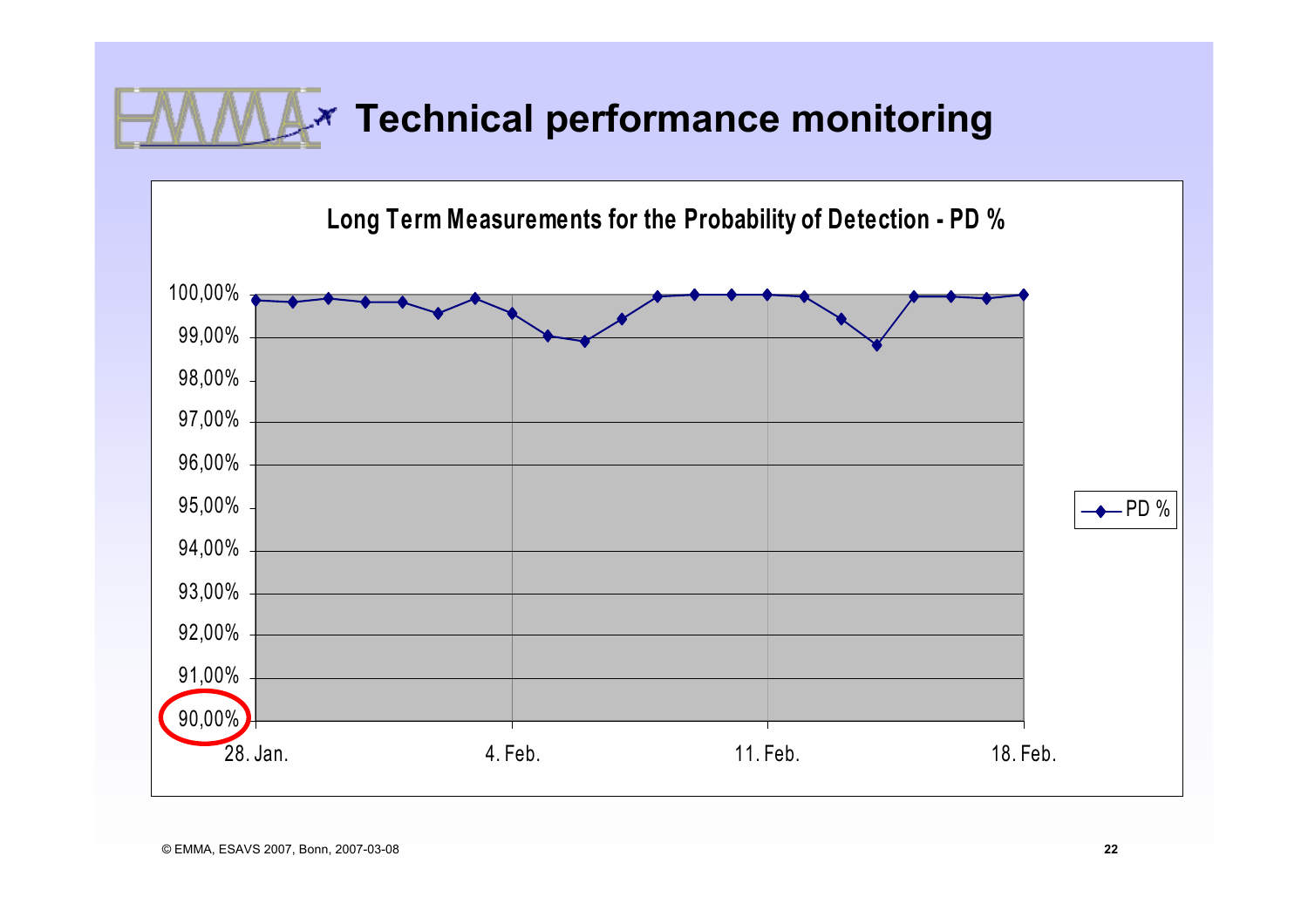# Technical performance monitoring

**Long Term Measurements for the Probability of Detection - PD %**

100,00%
99,00%
98,00%
97,00%
96,00%
95,00%
94,00%
93,00%
92,00%
91,00%
90,00%

28. Jan. 4. Feb. 11. Feb. 18. Feb.

PD %

© EMMA, ESAVS 2007, Bonn, 2007-03-08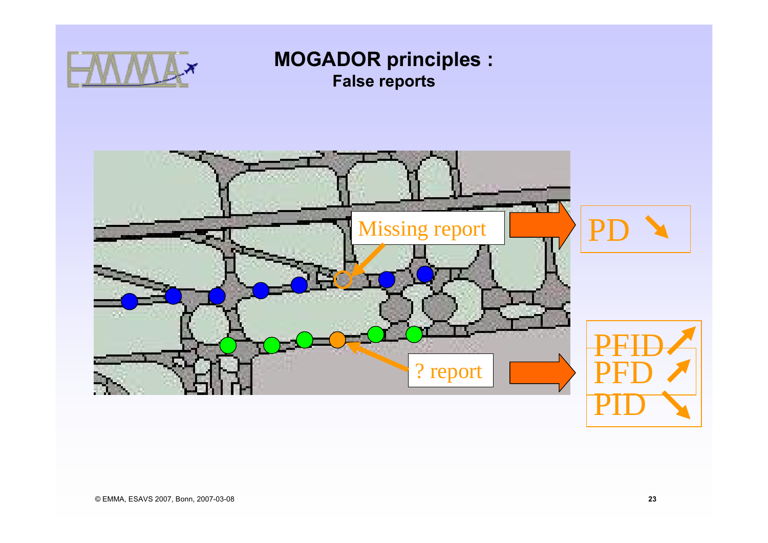# MOGADOR principles :

## False reports

Missing report → PD ↘

? report → PFID ↗ PFD ↗ PID ↘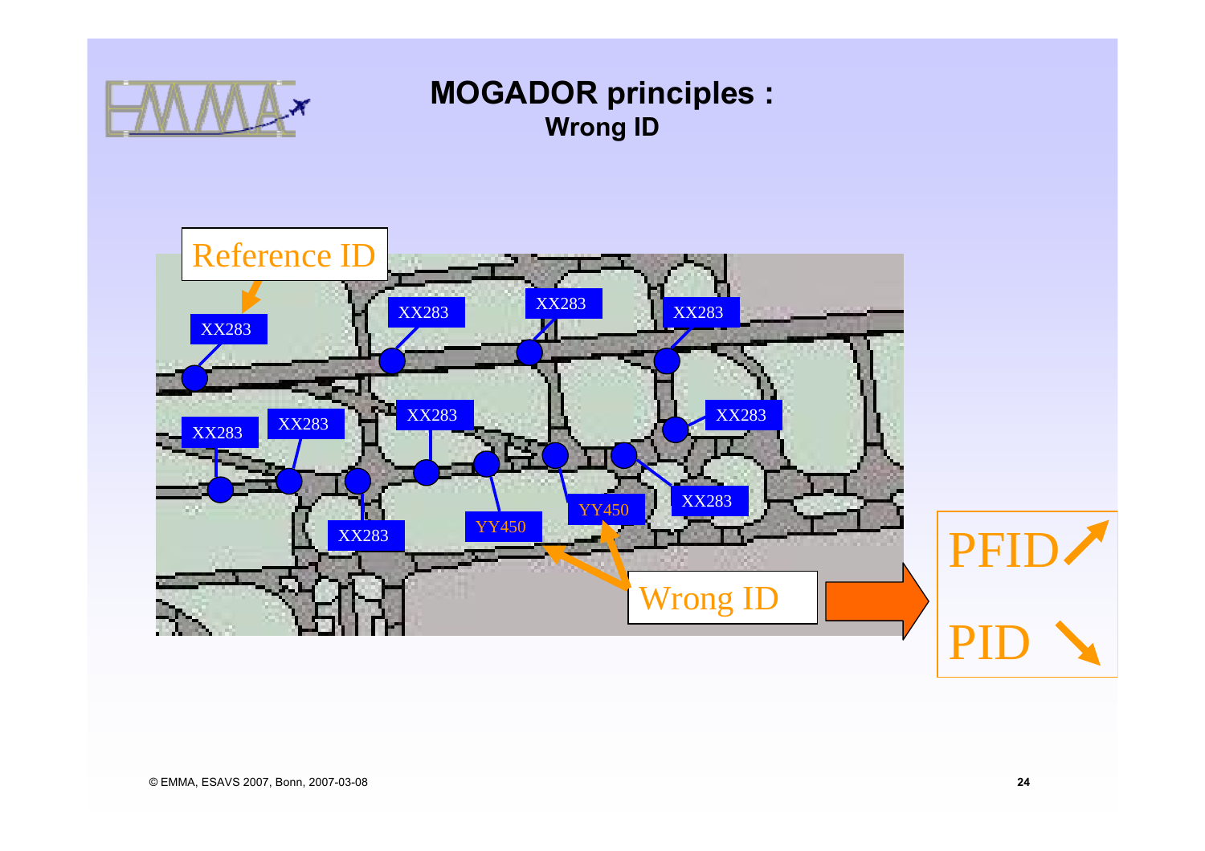# MOGADOR principles :

## Wrong ID

Reference ID

XX283

XX283

XX283

XX283

XX283

XX283

XX283

XX283

XX283

XX283

XX283

YY450

YY450

Wrong ID

PFID ↗

PID ↘

© EMMA, ESAVS 2007, Bonn, 2007-03-08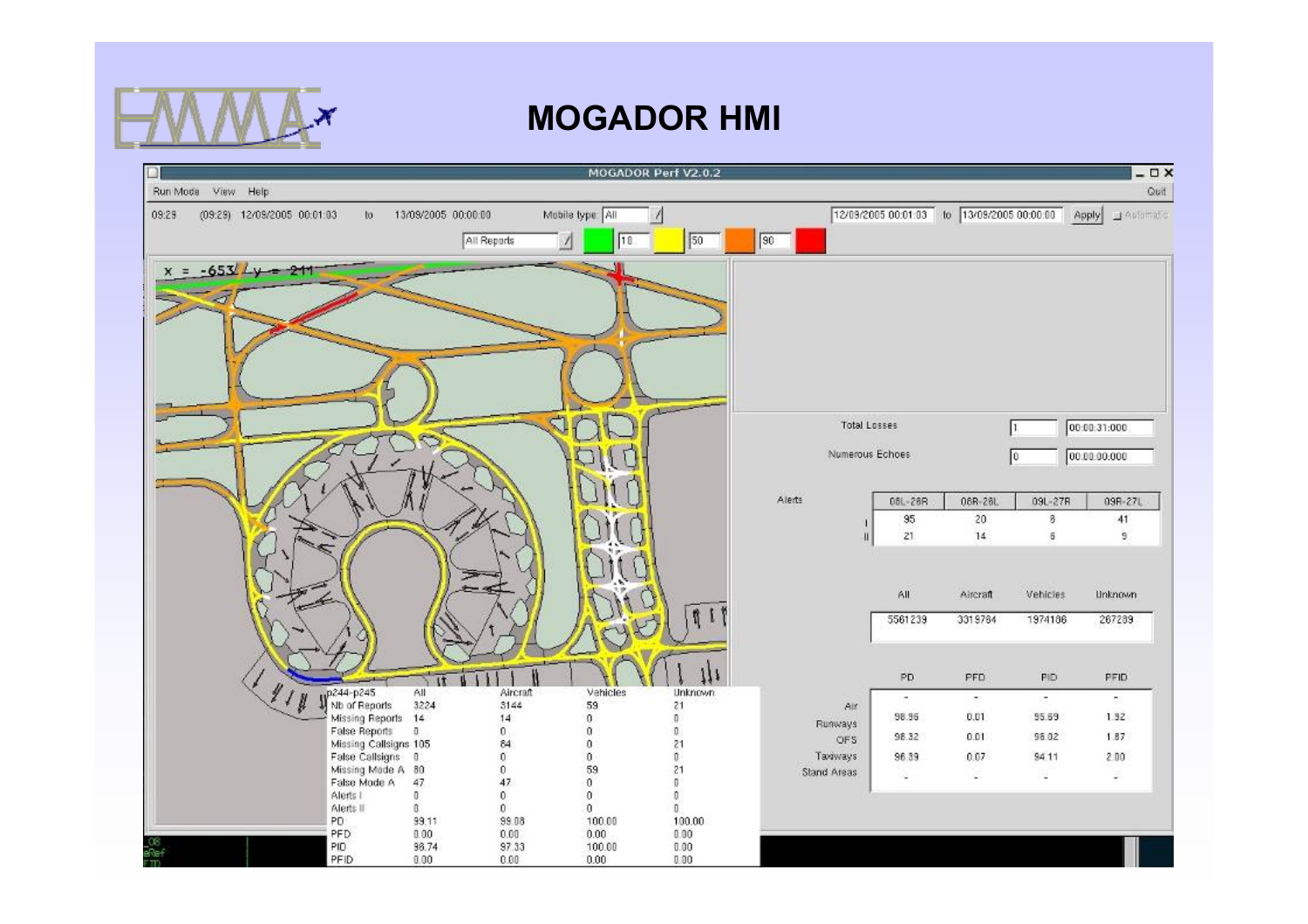# MOGADOR HMI

MOGADOR Perf V2.0.2

Run Mode View Help Quit

09:29 (09:29) 12/09/2005 00:01:03 to 13/09/2005 00:00:00 Mobile type: All

12/09/2005 00:01:03 to 13/09/2005 00:00:00 Apply Automatic

All Reports 10 50 90

x = -653 / y = 211

| p244-p245 | All | Aircraft | Vehicles | Unknown |
|---|---|---|---|---|
| Nb of Reports | 3224 | 3144 | 59 | 21 |
| Missing Reports | 14 | 14 | 0 | 0 |
| False Reports | 0 | 0 | 0 | 0 |
| Missing Callsigns | 105 | 84 | 0 | 21 |
| False Callsigns | 0 | 0 | 0 | 0 |
| Missing Mode A | 80 | 0 | 59 | 21 |
| False Mode A | 47 | 47 | 0 | 0 |
| Alerts I | 0 | 0 | 0 | 0 |
| Alerts II | 0 | 0 | 0 | 0 |
| PD | 99.11 | 99.08 | 100.00 | 100.00 |
| PFD | 0.00 | 0.00 | 0.00 | 0.00 |
| PID | 96.74 | 97.33 | 100.00 | 0.00 |
| PFID | 0.00 | 0.00 | 0.00 | 0.00 |

| | | |
|---|---|---|
| Total Losses | 1 | 00:00:31:000 |
| Numerous Echoes | 0 | 00:00:00:000 |

| Alerts | 08L-26R | 08R-26L | 09L-27R | 09R-27L |
|---|---|---|---|---|
| I | 95 | 20 | 8 | 41 |
| II | 21 | 14 | 5 | 9 |

| All | Aircraft | Vehicles | Unknown |
|---|---|---|---|
| 5561239 | 3319784 | 1974186 | 267269 |

| | PD | PFD | PID | PFID |
|---|---|---|---|---|
| Air | - | - | - | - |
| Runways | 98.96 | 0.01 | 95.69 | 1.92 |
| OFS | 98.32 | 0.01 | 98.02 | 1.87 |
| Taxiways | 96.39 | 0.07 | 94.11 | 2.00 |
| Stand Areas | - | - | - | - |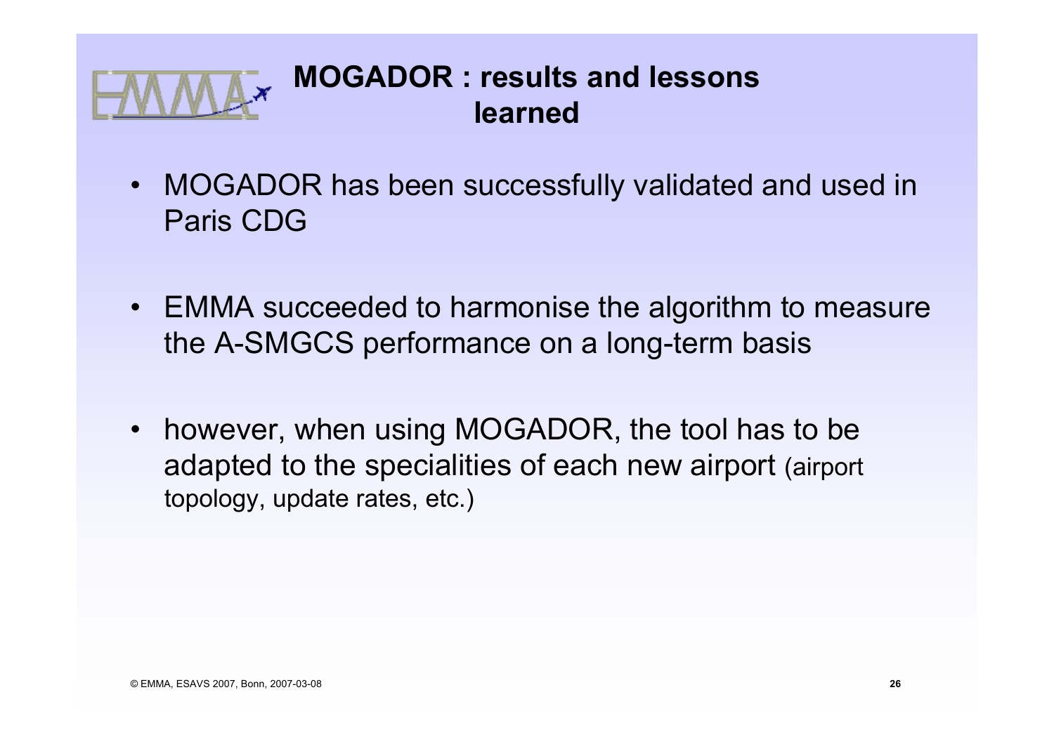# MOGADOR : results and lessons learned

- MOGADOR has been successfully validated and used in Paris CDG
- EMMA succeeded to harmonise the algorithm to measure the A-SMGCS performance on a long-term basis
- however, when using MOGADOR, the tool has to be adapted to the specialities of each new airport (airport topology, update rates, etc.)

© EMMA, ESAVS 2007, Bonn, 2007-03-08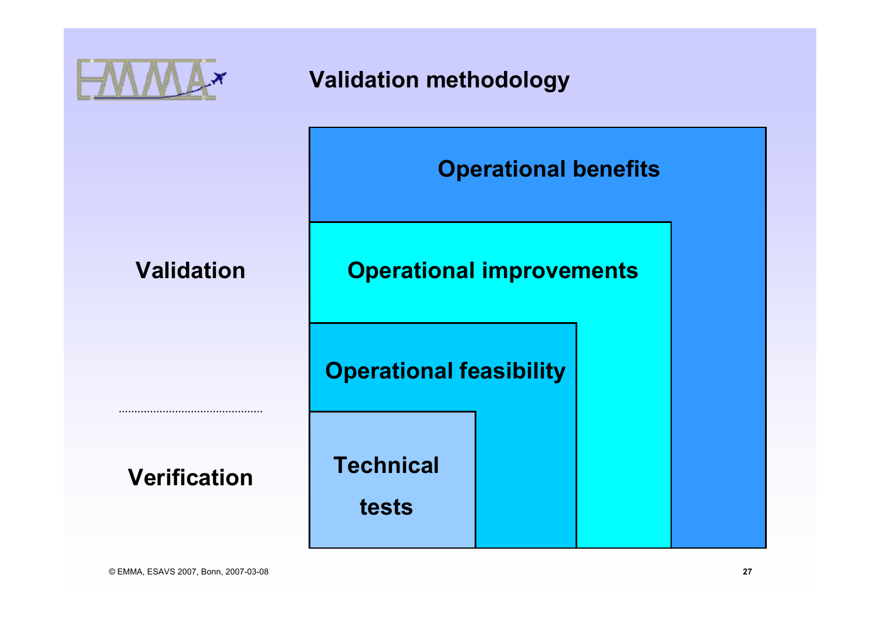# Validation methodology

**Validation**

**Verification**

- **Operational benefits**
  - **Operational improvements**
    - **Operational feasibility**
      - **Technical tests**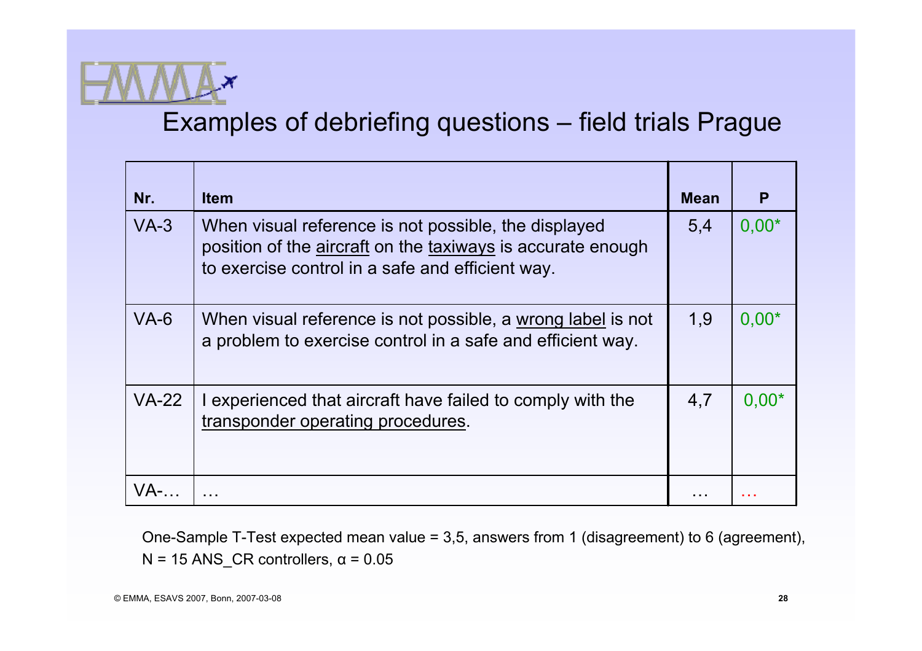# Examples of debriefing questions – field trials Prague

| Nr. | Item | Mean | P |
|---|---|---|---|
| VA-3 | When visual reference is not possible, the displayed position of the <u>aircraft</u> on the <u>taxiways</u> is accurate enough to exercise control in a safe and efficient way. | 5,4 | 0,00* |
| VA-6 | When visual reference is not possible, a <u>wrong label</u> is not a problem to exercise control in a safe and efficient way. | 1,9 | 0,00* |
| VA-22 | I experienced that aircraft have failed to comply with the <u>transponder operating procedures</u>. | 4,7 | 0,00* |
| VA-… | … | … | … |

One-Sample T-Test expected mean value = 3,5, answers from 1 (disagreement) to 6 (agreement), N = 15 ANS_CR controllers, $\alpha = 0.05$

© EMMA, ESAVS 2007, Bonn, 2007-03-08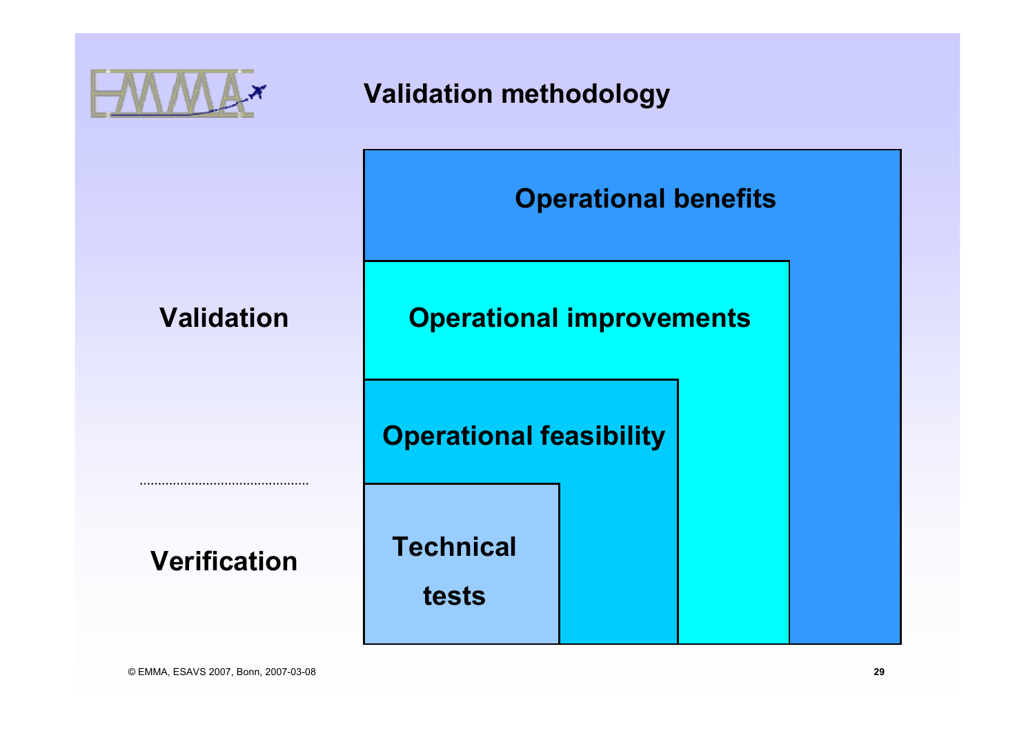# Validation methodology

**Validation**

**Verification**

**Operational benefits**

**Operational improvements**

**Operational feasibility**

**Technical tests**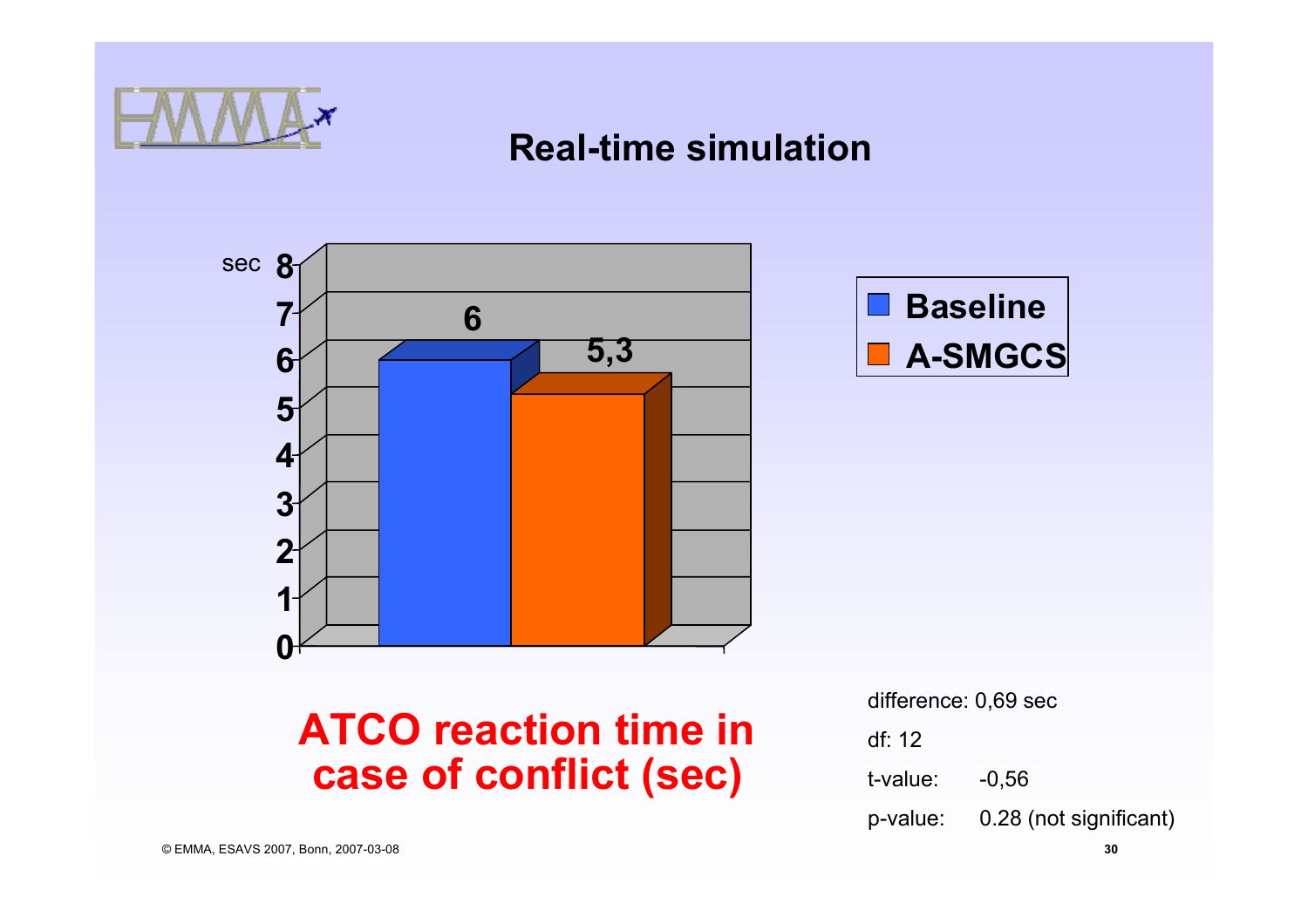# Real-time simulation

sec

| | Baseline | A-SMGCS |
|---|---|---|
| ATCO reaction time in case of conflict (sec) | 6 | 5,3 |

**ATCO reaction time in case of conflict (sec)**

difference: 0,69 sec

df: 12

t-value: -0,56

p-value: 0.28 (not significant)

© EMMA, ESAVS 2007, Bonn, 2007-03-08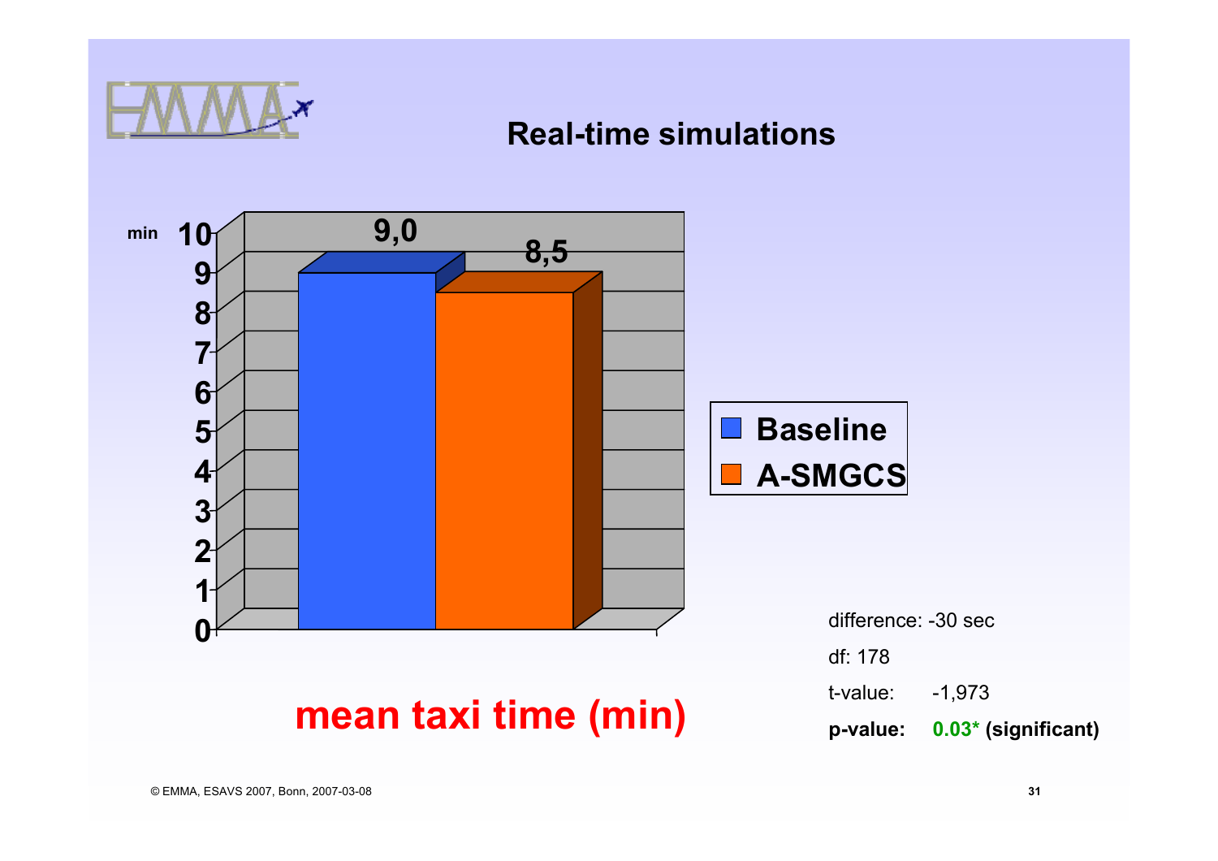## Real-time simulations

| | Baseline | A-SMGCS |
|---|---|---|
| mean taxi time (min) | 9,0 | 8,5 |

**mean taxi time (min)**

difference: -30 sec

df: 178

t-value: -1,973

**p-value: 0.03* (significant)**

© EMMA, ESAVS 2007, Bonn, 2007-03-08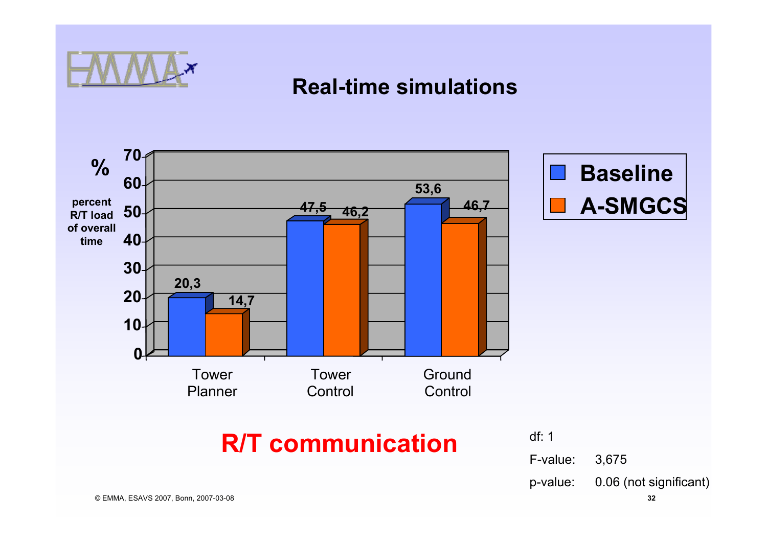# Real-time simulations

| percent R/T load of overall time (%) | Baseline | A-SMGCS |
|---|---|---|
| Tower Planner | 20,3 | 14,7 |
| Tower Control | 47,5 | 46,2 |
| Ground Control | 53,6 | 46,7 |

## R/T communication

df: 1

F-value: 3,675

p-value: 0.06 (not significant)

© EMMA, ESAVS 2007, Bonn, 2007-03-08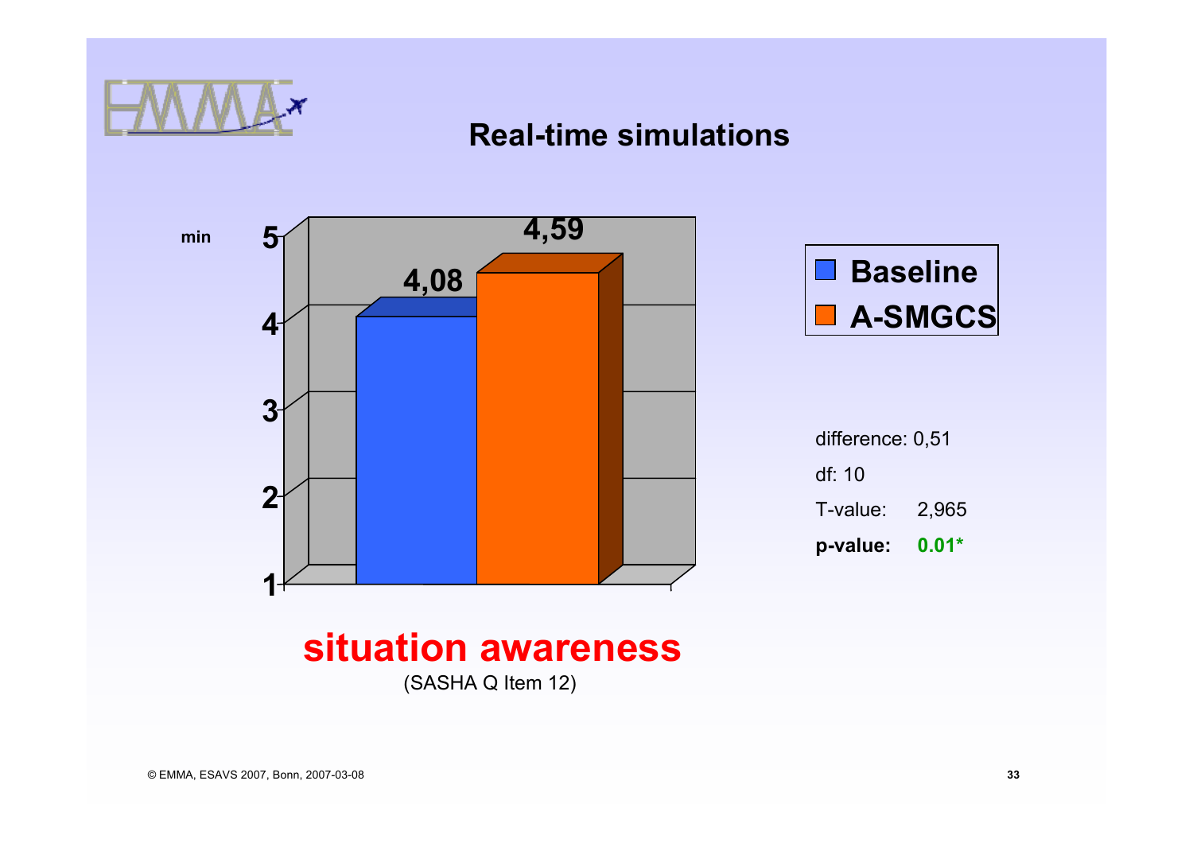# Real-time simulations

| | Baseline | A-SMGCS |
|---|---|---|
| situation awareness (min) | 4,08 | 4,59 |

**situation awareness**

(SASHA Q Item 12)

difference: 0,51

df: 10

T-value: 2,965

**p-value: 0.01***

© EMMA, ESAVS 2007, Bonn, 2007-03-08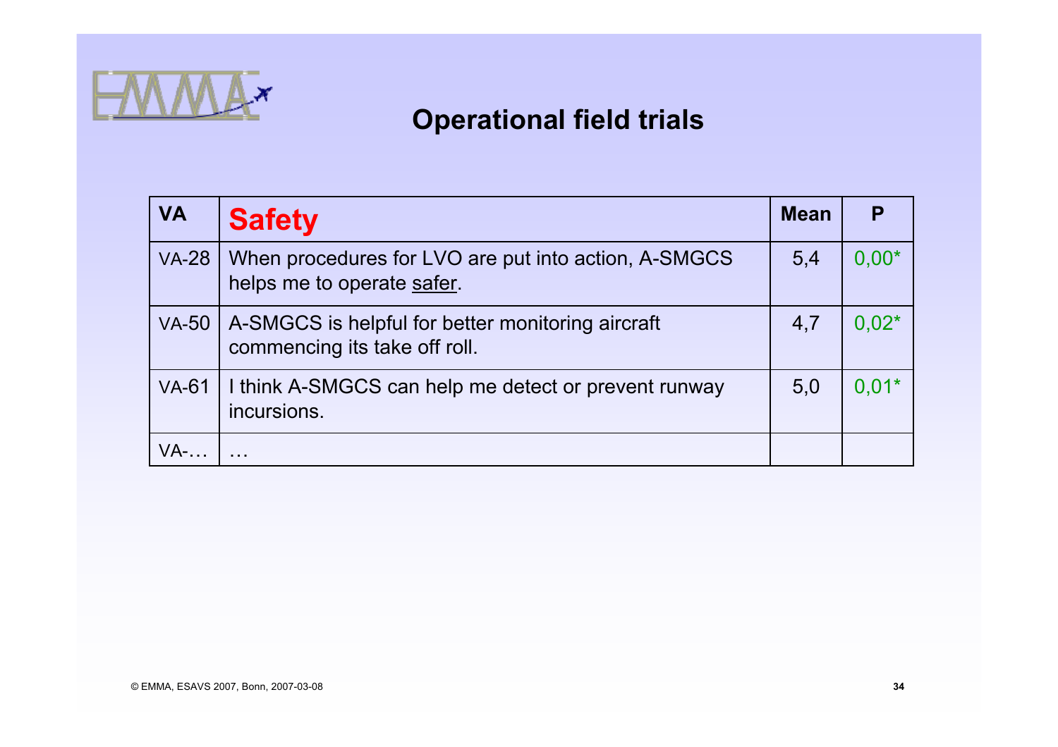## Operational field trials

| VA | **Safety** | Mean | P |
|---|---|---|---|
| VA-28 | When procedures for LVO are put into action, A-SMGCS helps me to operate safer. | 5,4 | 0,00* |
| VA-50 | A-SMGCS is helpful for better monitoring aircraft commencing its take off roll. | 4,7 | 0,02* |
| VA-61 | I think A-SMGCS can help me detect or prevent runway incursions. | 5,0 | 0,01* |
| VA-… | … | | |

© EMMA, ESAVS 2007, Bonn, 2007-03-08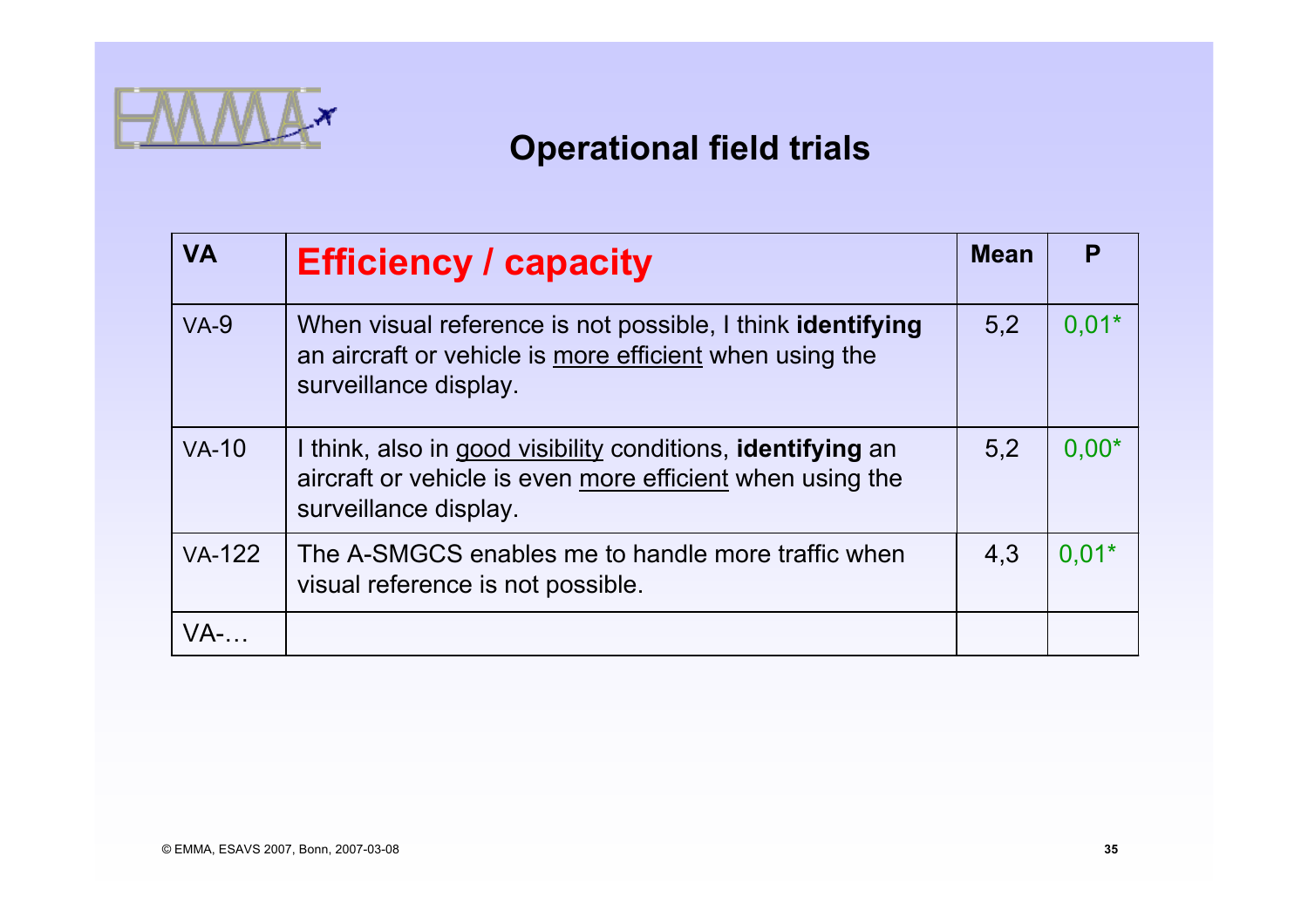# Operational field trials

| VA | **Efficiency / capacity** | **Mean** | **P** |
|---|---|---|---|
| VA-9 | When visual reference is not possible, I think **identifying** an aircraft or vehicle is more efficient when using the surveillance display. | 5,2 | 0,01* |
| VA-10 | I think, also in good visibility conditions, **identifying** an aircraft or vehicle is even more efficient when using the surveillance display. | 5,2 | 0,00* |
| VA-122 | The A-SMGCS enables me to handle more traffic when visual reference is not possible. | 4,3 | 0,01* |
| VA-… | | | |

© EMMA, ESAVS 2007, Bonn, 2007-03-08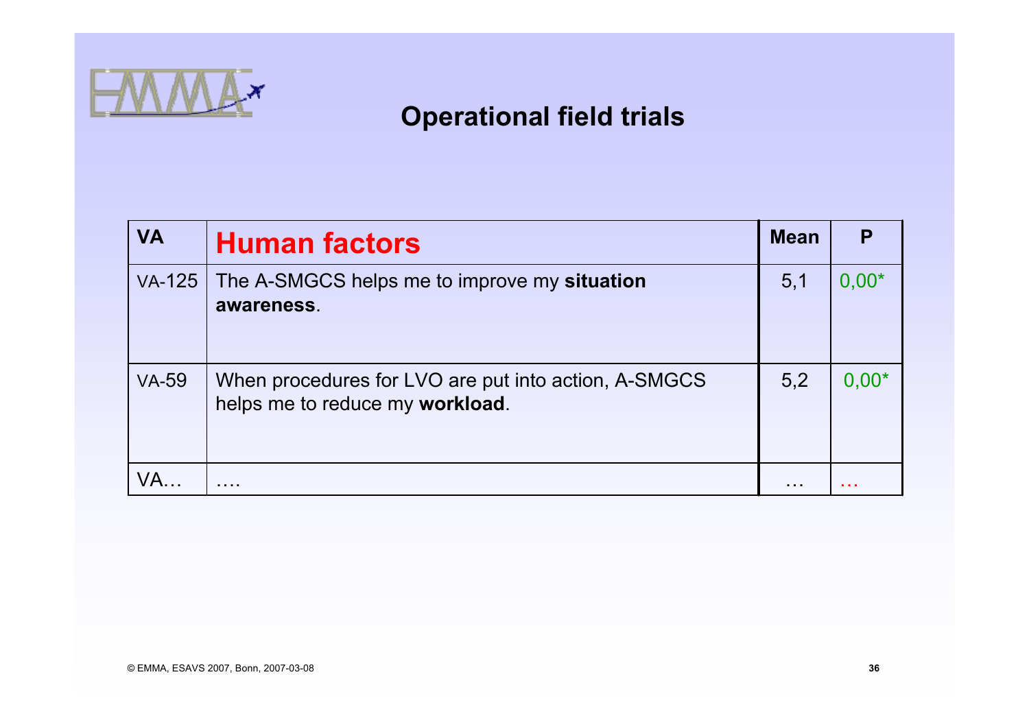# Operational field trials

| VA | Human factors | Mean | P |
|---|---|---|---|
| VA-125 | The A-SMGCS helps me to improve my **situation awareness**. | 5,1 | 0,00* |
| VA-59 | When procedures for LVO are put into action, A-SMGCS helps me to reduce my **workload**. | 5,2 | 0,00* |
| VA… | …. | … | … |

© EMMA, ESAVS 2007, Bonn, 2007-03-08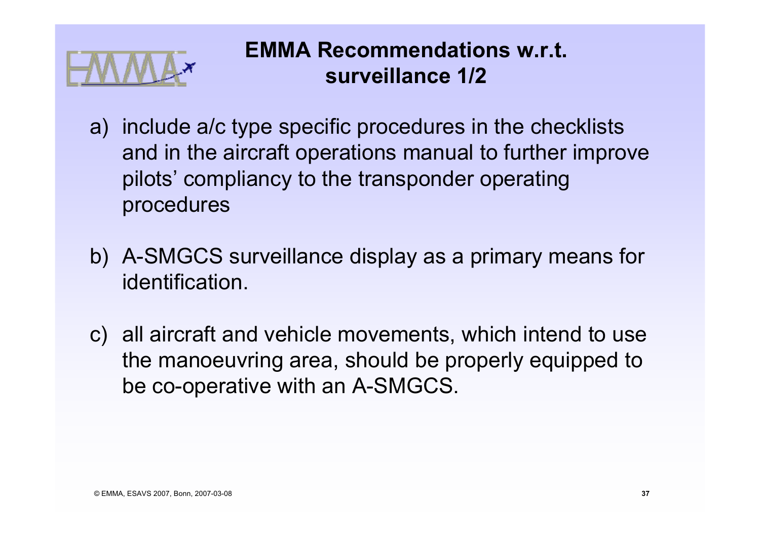# EMMA Recommendations w.r.t. surveillance 1/2

a) include a/c type specific procedures in the checklists and in the aircraft operations manual to further improve pilots' compliancy to the transponder operating procedures

b) A-SMGCS surveillance display as a primary means for identification.

c) all aircraft and vehicle movements, which intend to use the manoeuvring area, should be properly equipped to be co-operative with an A-SMGCS.

© EMMA, ESAVS 2007, Bonn, 2007-03-08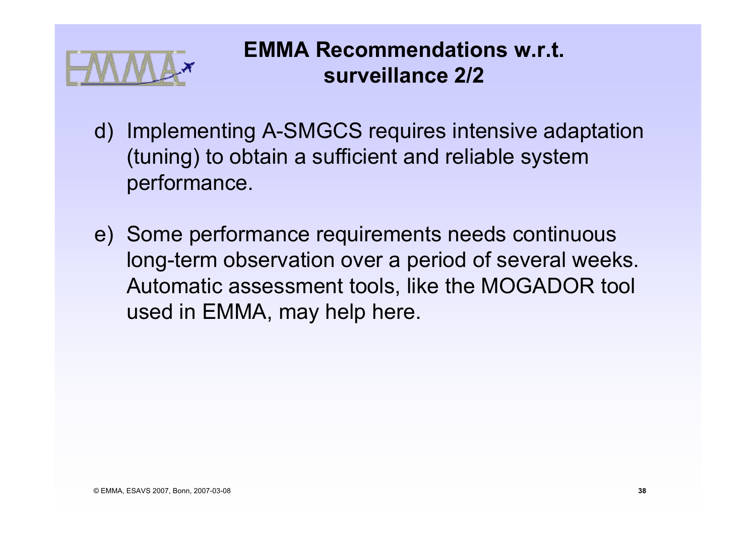# EMMA Recommendations w.r.t. surveillance 2/2

d) Implementing A-SMGCS requires intensive adaptation (tuning) to obtain a sufficient and reliable system performance.

e) Some performance requirements needs continuous long-term observation over a period of several weeks. Automatic assessment tools, like the MOGADOR tool used in EMMA, may help here.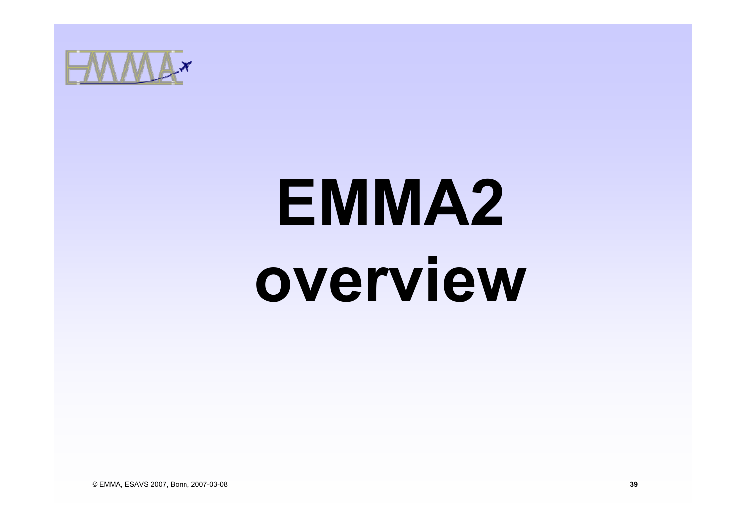# EMMA2 overview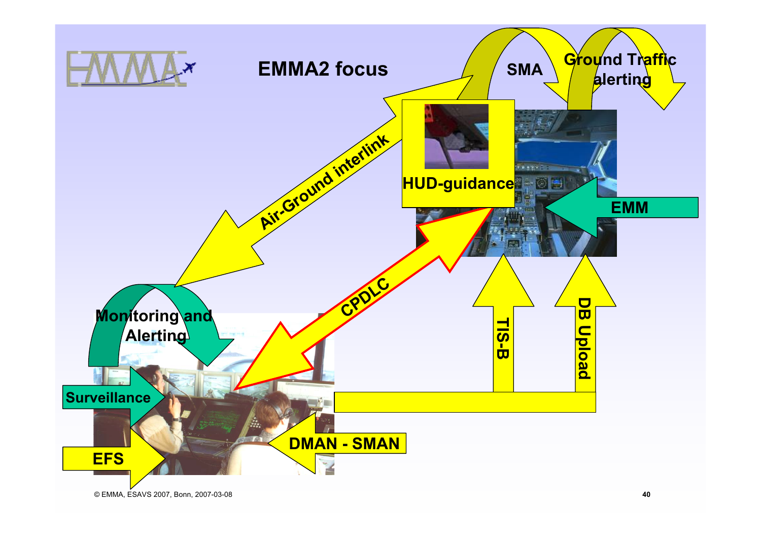# EMMA2 focus

SMA

Ground Traffic alerting

HUD-guidance

EMM

Air-Ground interlink

CPDLC

TIS-B

DB Upload

Monitoring and Alerting

Surveillance

EFS

DMAN - SMAN

© EMMA, ESAVS 2007, Bonn, 2007-03-08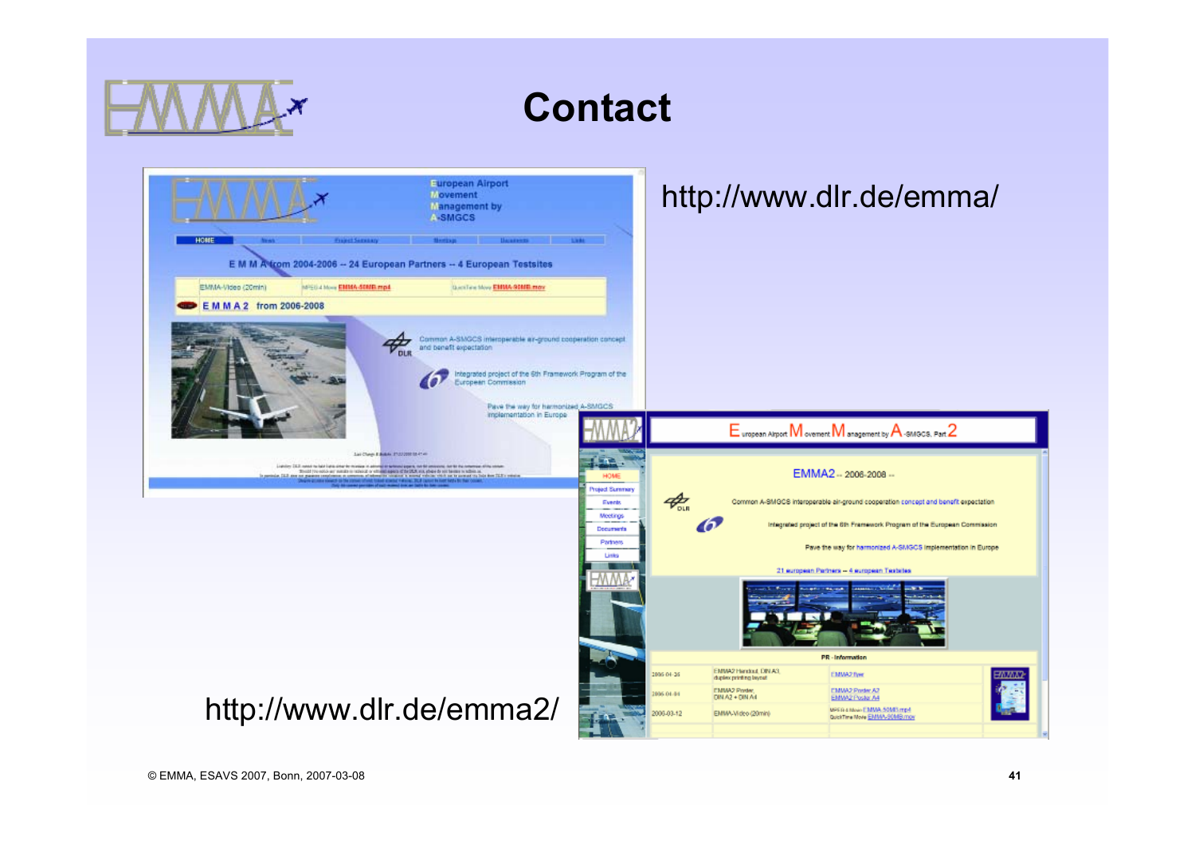# Contact

http://www.dlr.de/emma/

http://www.dlr.de/emma2/